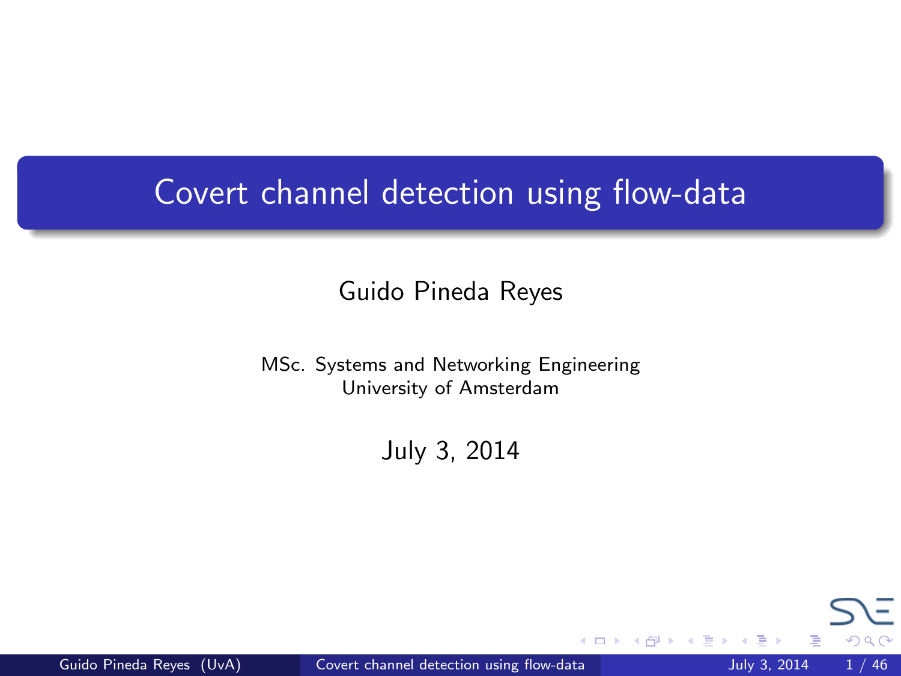# Covert channel detection using flow-data

Guido Pineda Reyes

MSc. Systems and Networking Engineering
University of Amsterdam

July 3, 2014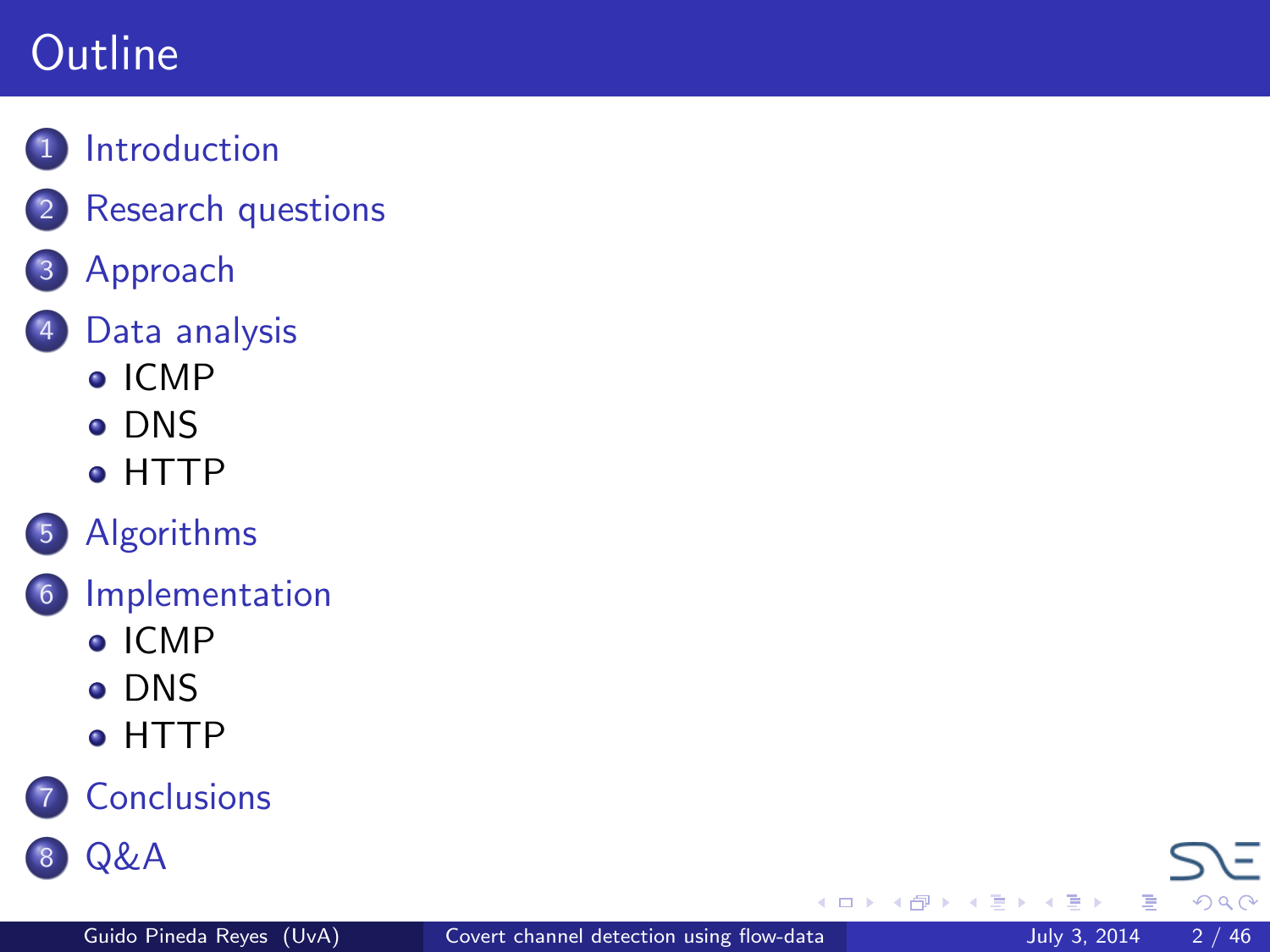# Outline

1. Introduction
2. Research questions
3. Approach
4. Data analysis
   - ICMP
   - DNS
   - HTTP
5. Algorithms
6. Implementation
   - ICMP
   - DNS
   - HTTP
7. Conclusions
8. Q&A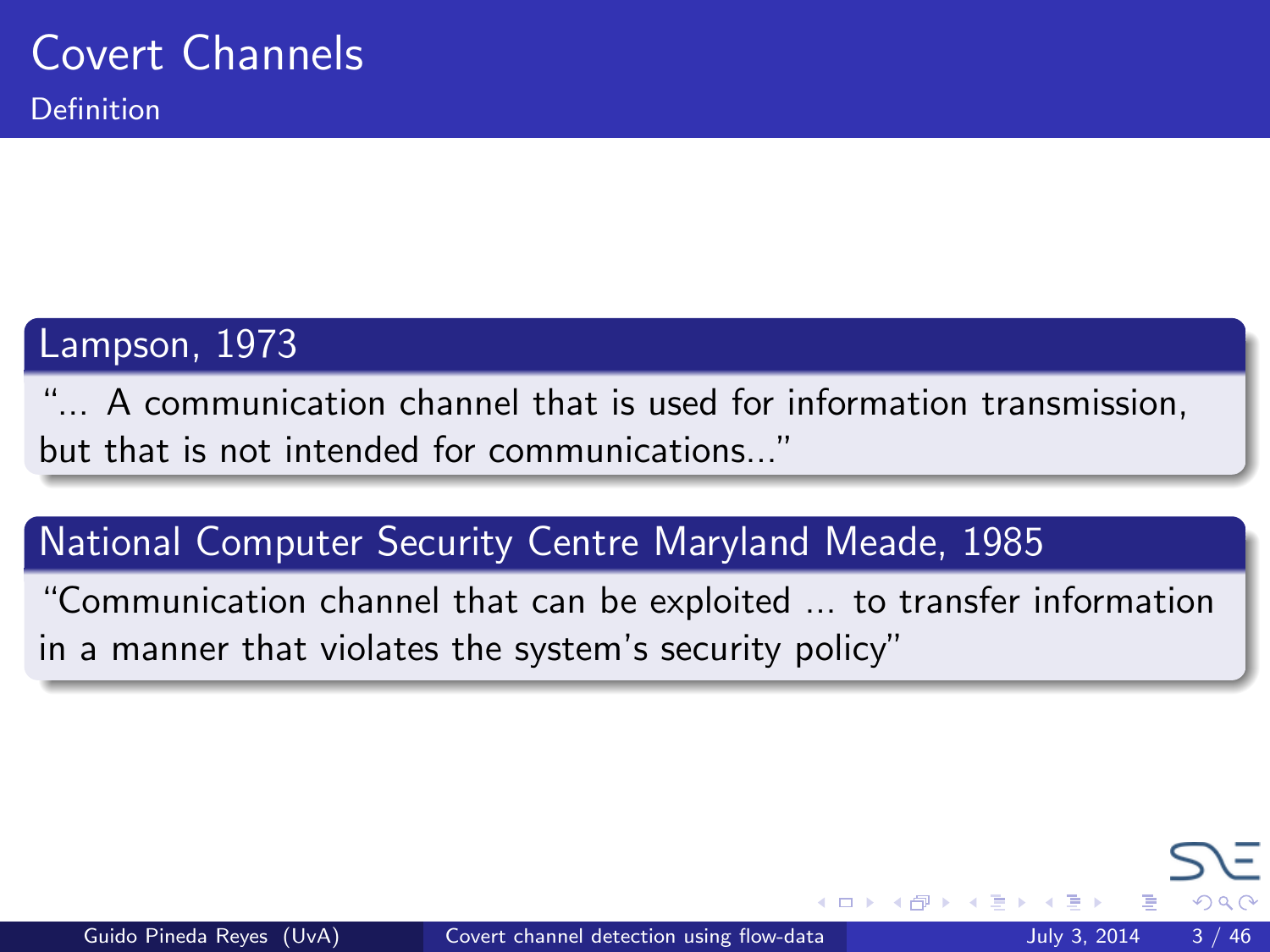# Covert Channels

## Definition

### Lampson, 1973

"... A communication channel that is used for information transmission, but that is not intended for communications..."

### National Computer Security Centre Maryland Meade, 1985

"Communication channel that can be exploited ... to transfer information in a manner that violates the system's security policy"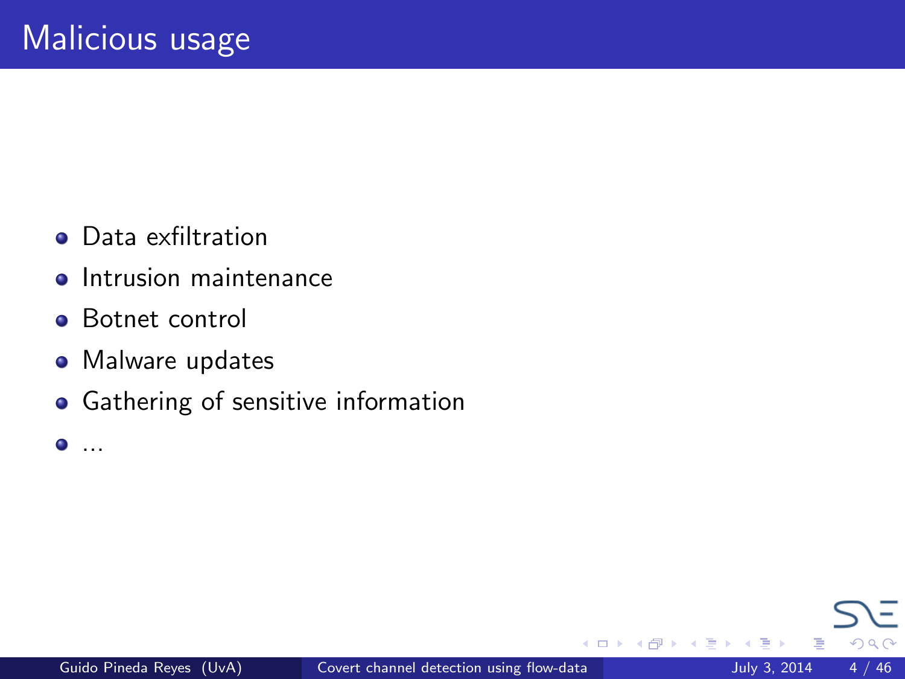# Malicious usage

- Data exfiltration
- Intrusion maintenance
- Botnet control
- Malware updates
- Gathering of sensitive information
- ...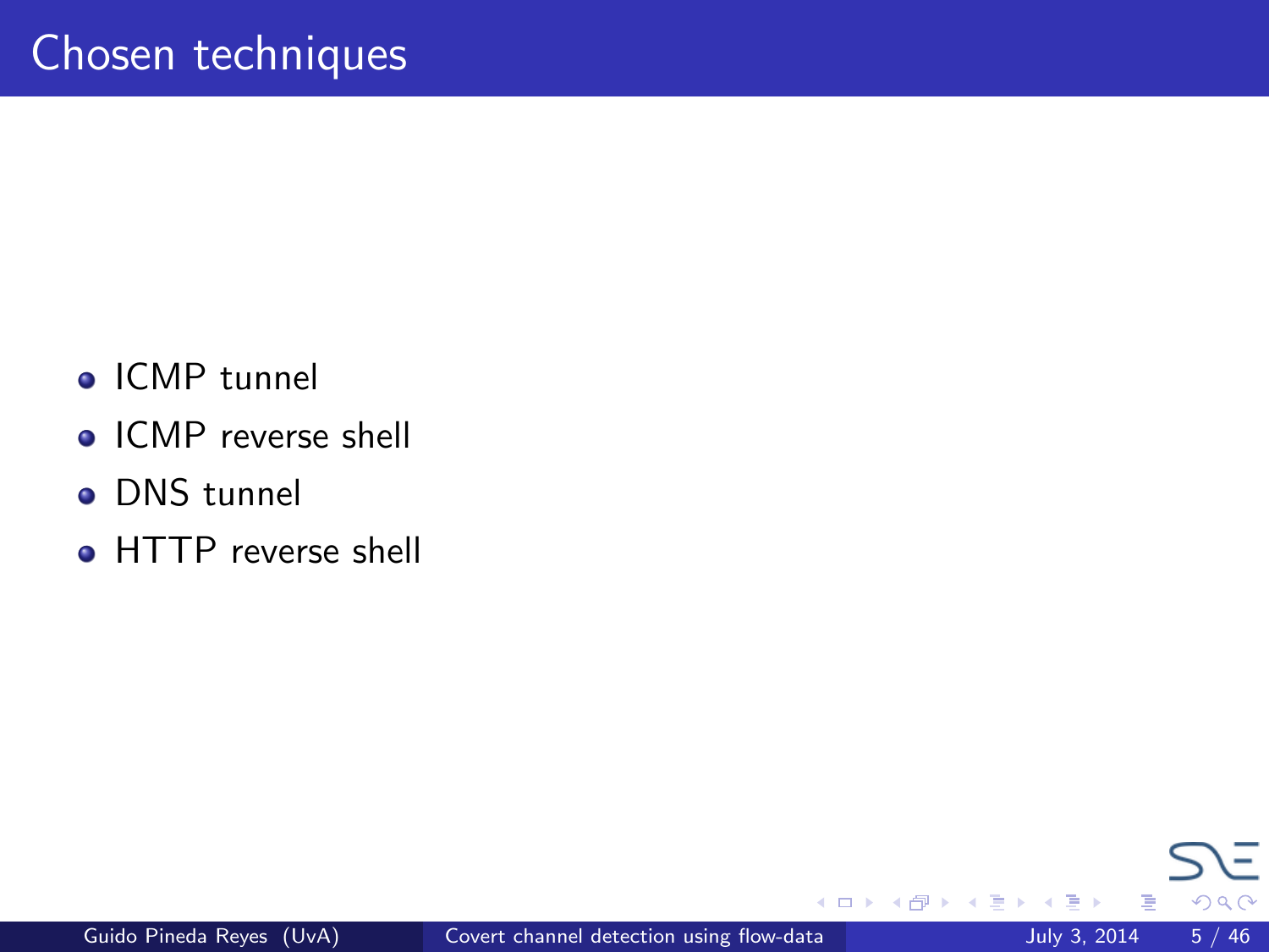# Chosen techniques

- ICMP tunnel
- ICMP reverse shell
- DNS tunnel
- HTTP reverse shell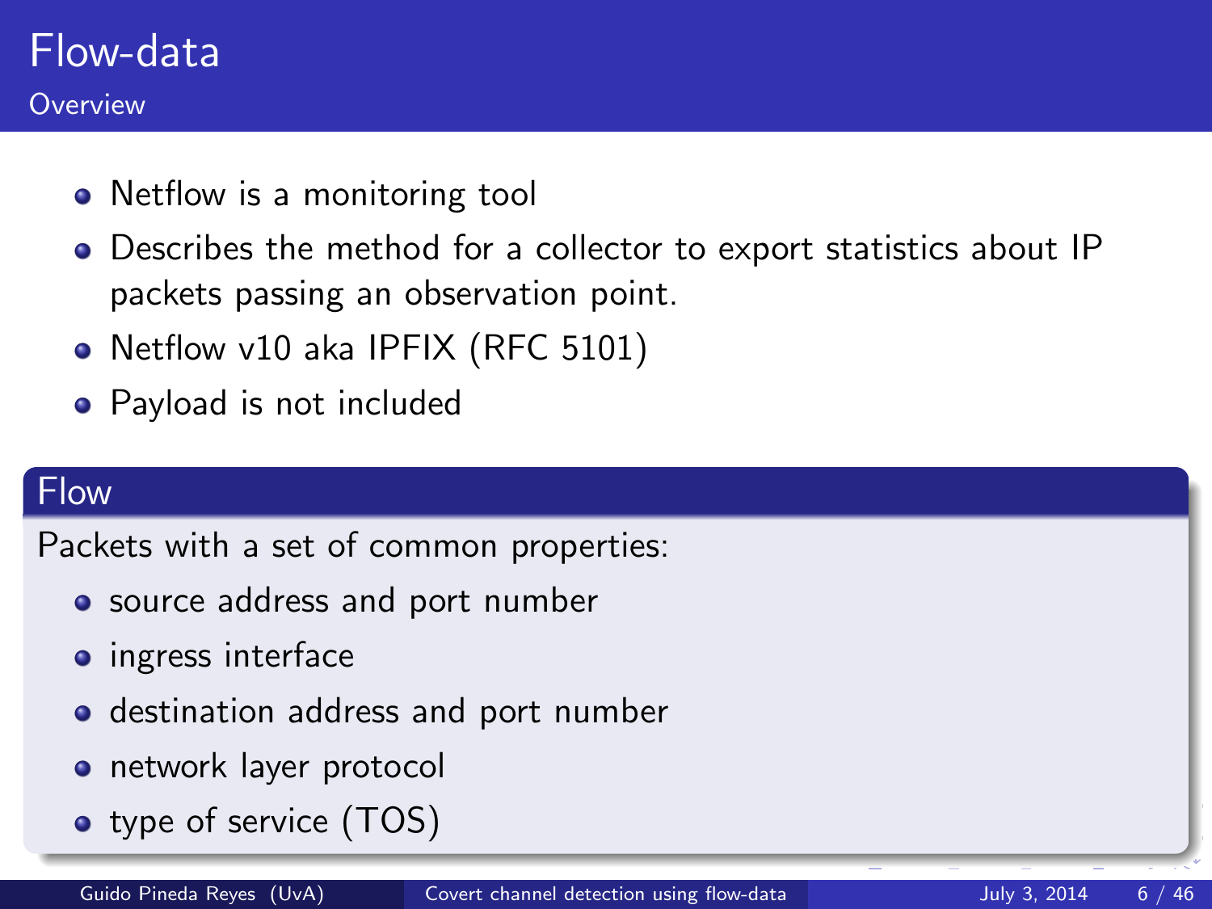# Flow-data

## Overview

- Netflow is a monitoring tool
- Describes the method for a collector to export statistics about IP packets passing an observation point.
- Netflow v10 aka IPFIX (RFC 5101)
- Payload is not included

### Flow

Packets with a set of common properties:

- source address and port number
- ingress interface
- destination address and port number
- network layer protocol
- type of service (TOS)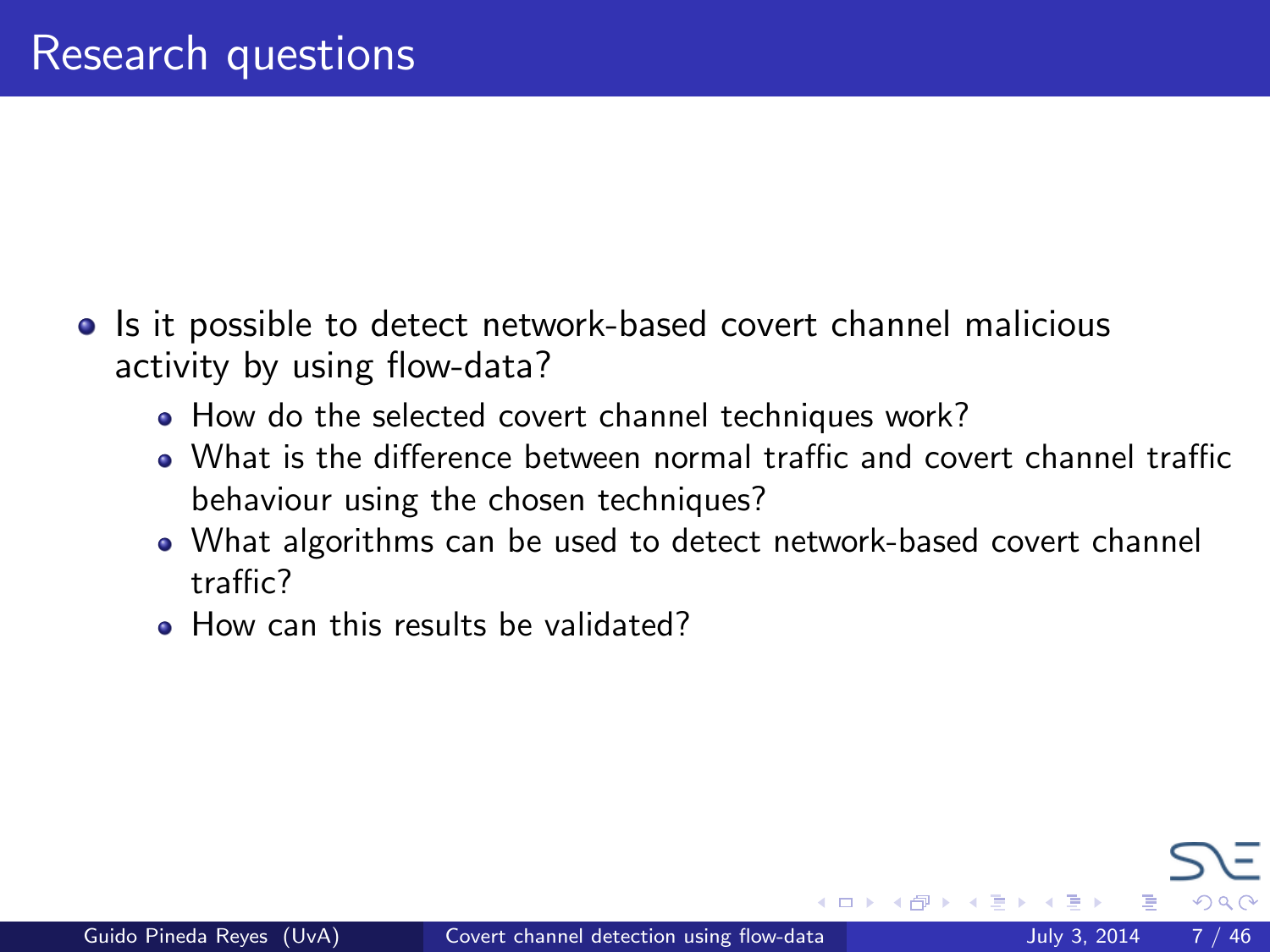# Research questions

- Is it possible to detect network-based covert channel malicious activity by using flow-data?
  - How do the selected covert channel techniques work?
  - What is the difference between normal traffic and covert channel traffic behaviour using the chosen techniques?
  - What algorithms can be used to detect network-based covert channel traffic?
  - How can this results be validated?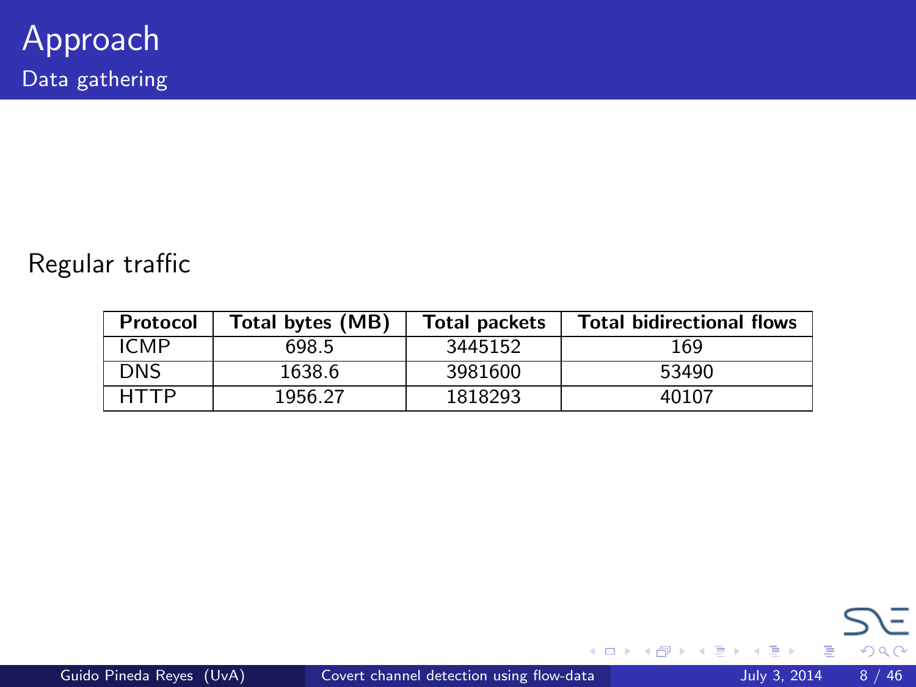# Approach

## Data gathering

Regular traffic

| Protocol | Total bytes (MB) | Total packets | Total bidirectional flows |
|---|---|---|---|
| ICMP | 698.5 | 3445152 | 169 |
| DNS | 1638.6 | 3981600 | 53490 |
| HTTP | 1956.27 | 1818293 | 40107 |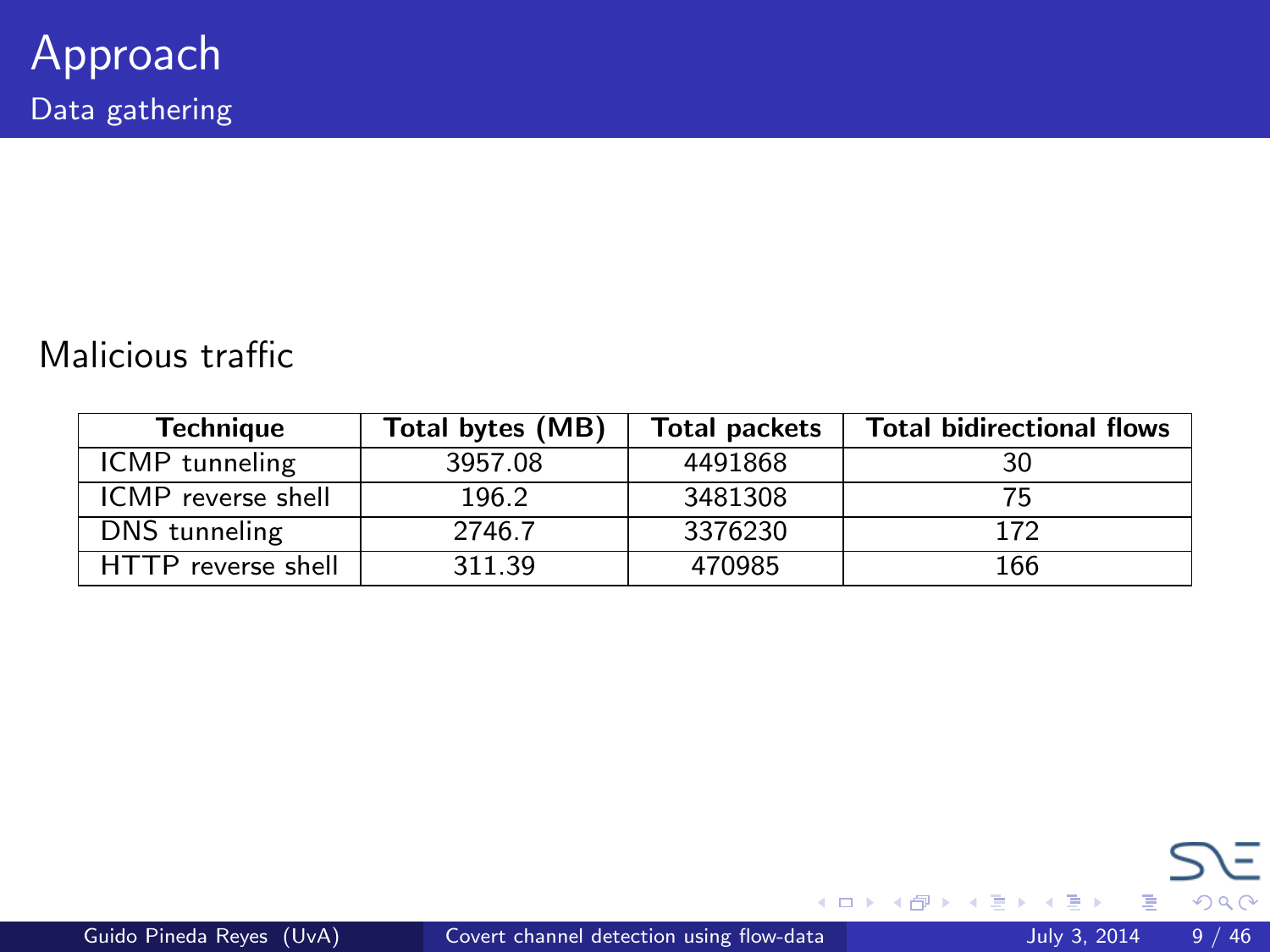# Approach

## Data gathering

Malicious traffic

| Technique | Total bytes (MB) | Total packets | Total bidirectional flows |
|---|---|---|---|
| ICMP tunneling | 3957.08 | 4491868 | 30 |
| ICMP reverse shell | 196.2 | 3481308 | 75 |
| DNS tunneling | 2746.7 | 3376230 | 172 |
| HTTP reverse shell | 311.39 | 470985 | 166 |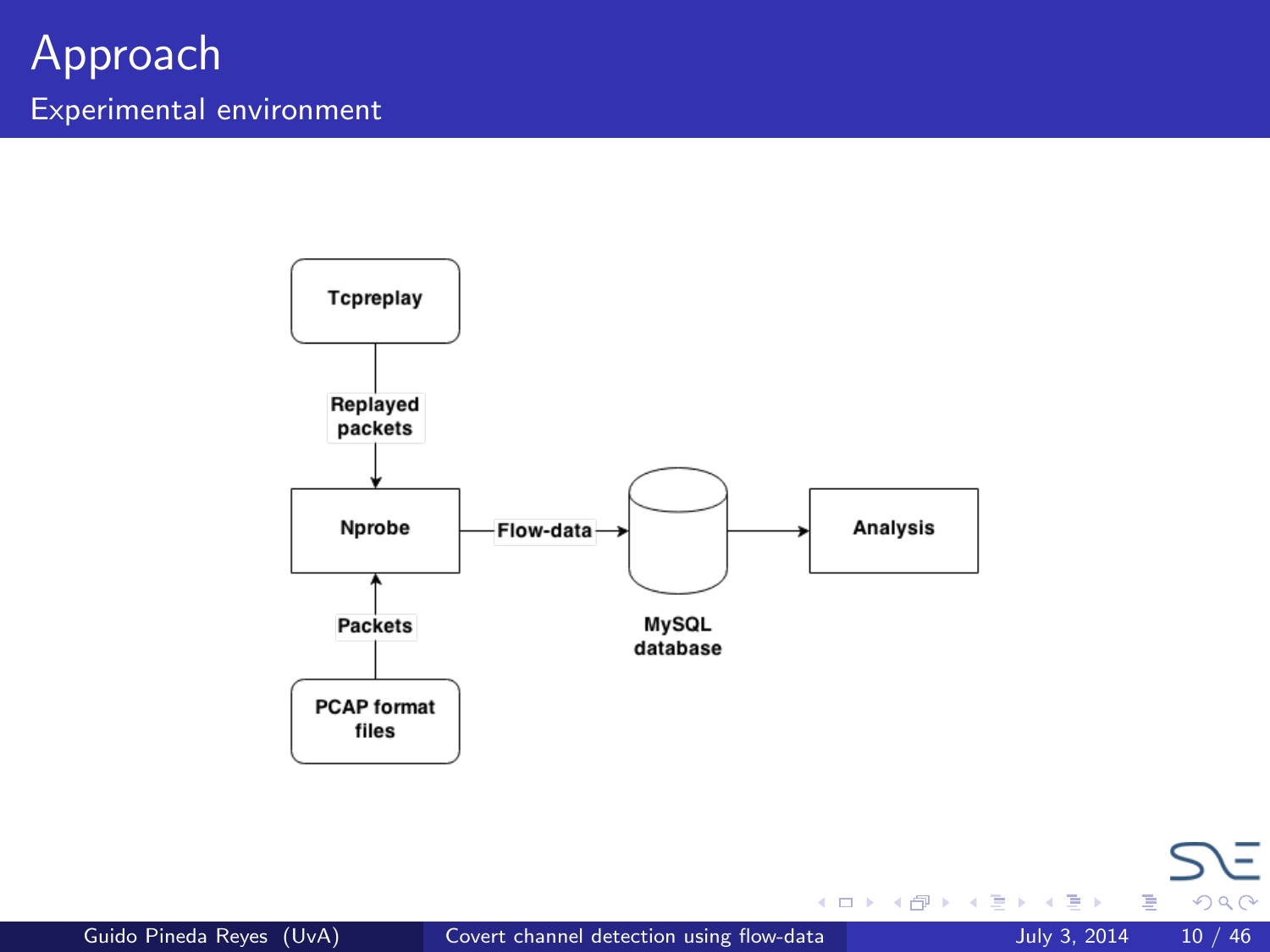# Approach

## Experimental environment

Tcpreplay

Replayed packets

Nprobe

Flow-data

MySQL database

Analysis

Packets

PCAP format files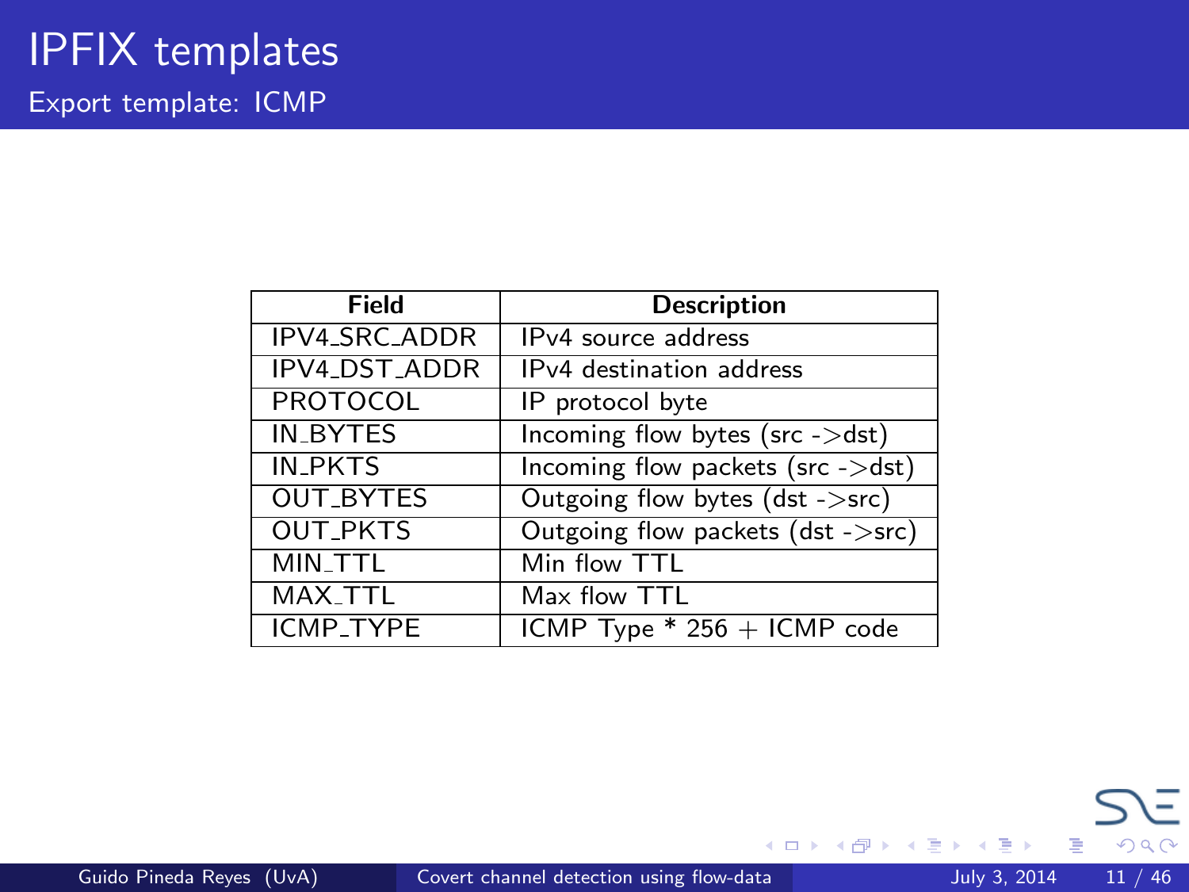# IPFIX templates

## Export template: ICMP

| Field | Description |
|---|---|
| IPV4_SRC_ADDR | IPv4 source address |
| IPV4_DST_ADDR | IPv4 destination address |
| PROTOCOL | IP protocol byte |
| IN_BYTES | Incoming flow bytes (src ->dst) |
| IN_PKTS | Incoming flow packets (src ->dst) |
| OUT_BYTES | Outgoing flow bytes (dst ->src) |
| OUT_PKTS | Outgoing flow packets (dst ->src) |
| MIN_TTL | Min flow TTL |
| MAX_TTL | Max flow TTL |
| ICMP_TYPE | ICMP Type * 256 + ICMP code |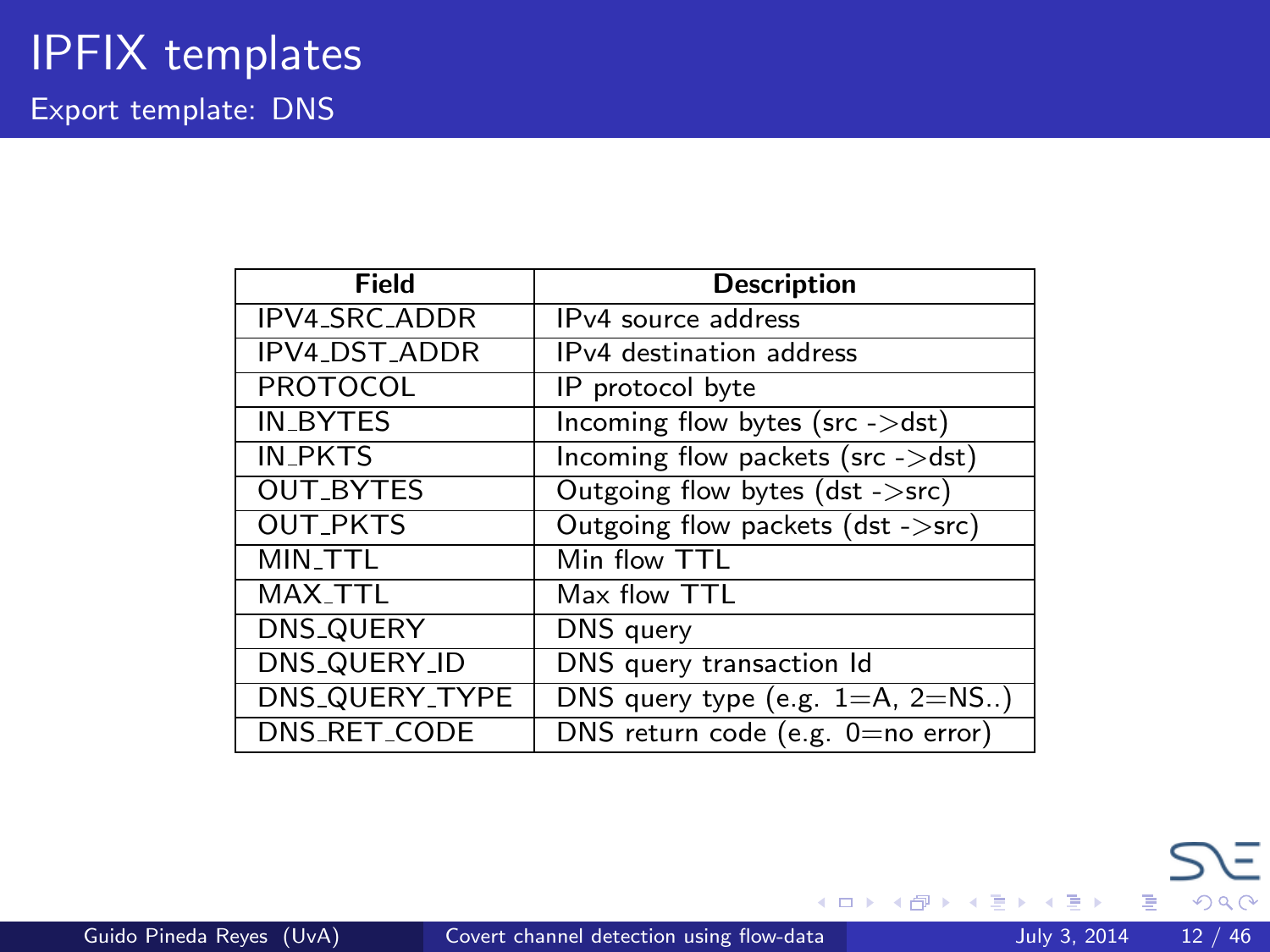# IPFIX templates

## Export template: DNS

| Field | Description |
|---|---|
| IPV4_SRC_ADDR | IPv4 source address |
| IPV4_DST_ADDR | IPv4 destination address |
| PROTOCOL | IP protocol byte |
| IN_BYTES | Incoming flow bytes (src ->dst) |
| IN_PKTS | Incoming flow packets (src ->dst) |
| OUT_BYTES | Outgoing flow bytes (dst ->src) |
| OUT_PKTS | Outgoing flow packets (dst ->src) |
| MIN_TTL | Min flow TTL |
| MAX_TTL | Max flow TTL |
| DNS_QUERY | DNS query |
| DNS_QUERY_ID | DNS query transaction Id |
| DNS_QUERY_TYPE | DNS query type (e.g. 1=A, 2=NS..) |
| DNS_RET_CODE | DNS return code (e.g. 0=no error) |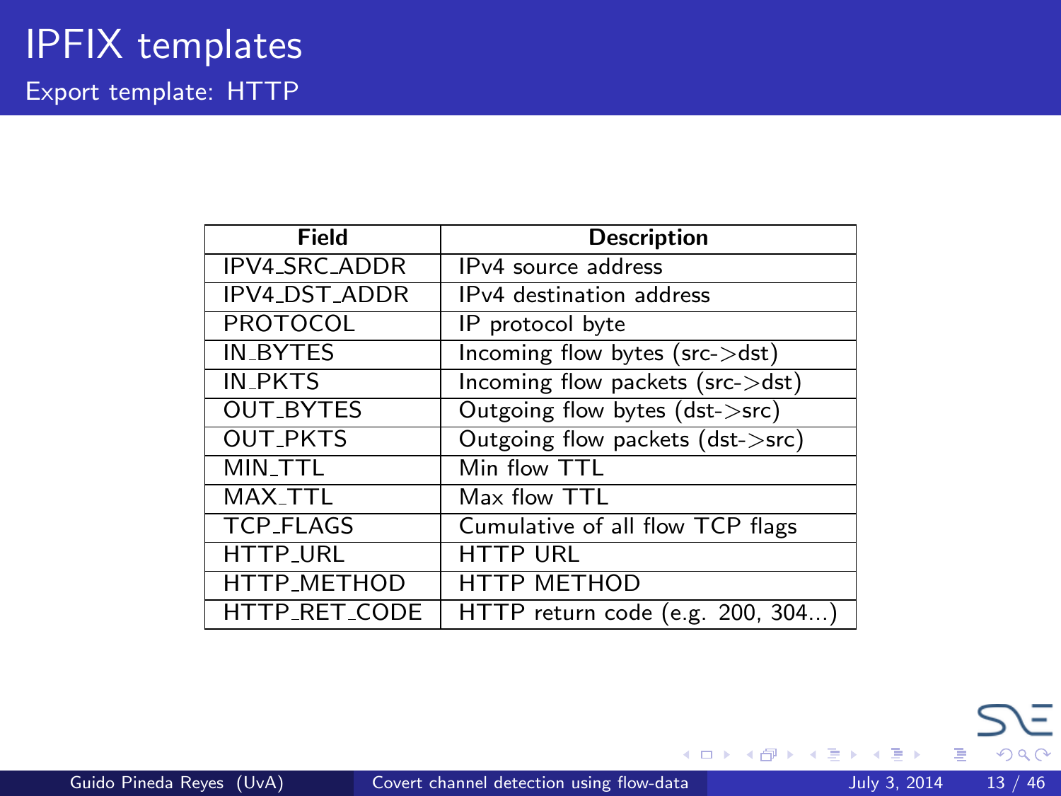# IPFIX templates

## Export template: HTTP

| Field | Description |
| --- | --- |
| IPV4_SRC_ADDR | IPv4 source address |
| IPV4_DST_ADDR | IPv4 destination address |
| PROTOCOL | IP protocol byte |
| IN_BYTES | Incoming flow bytes (src->dst) |
| IN_PKTS | Incoming flow packets (src->dst) |
| OUT_BYTES | Outgoing flow bytes (dst->src) |
| OUT_PKTS | Outgoing flow packets (dst->src) |
| MIN_TTL | Min flow TTL |
| MAX_TTL | Max flow TTL |
| TCP_FLAGS | Cumulative of all flow TCP flags |
| HTTP_URL | HTTP URL |
| HTTP_METHOD | HTTP METHOD |
| HTTP_RET_CODE | HTTP return code (e.g. 200, 304...) |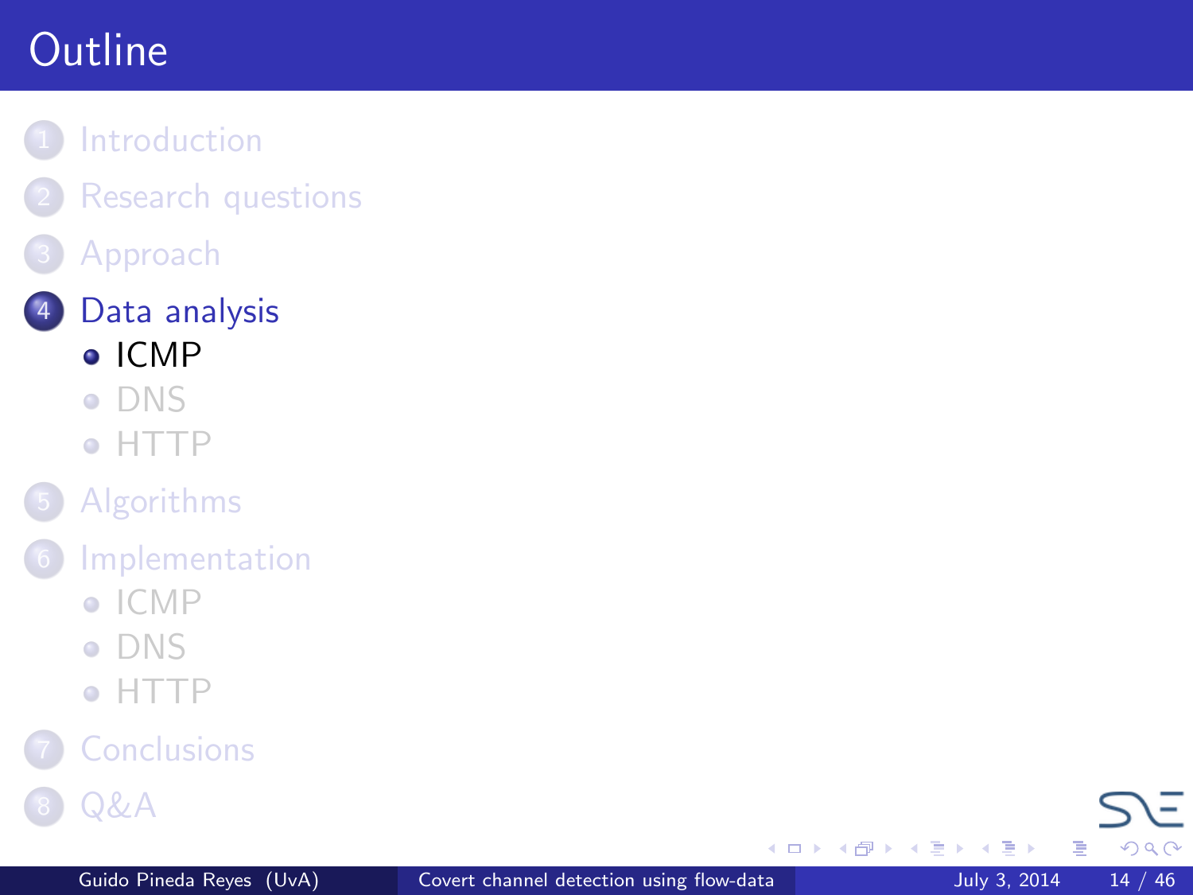# Outline

1. Introduction
2. Research questions
3. Approach
4. Data analysis
   - ICMP
   - DNS
   - HTTP
5. Algorithms
6. Implementation
   - ICMP
   - DNS
   - HTTP
7. Conclusions
8. Q&A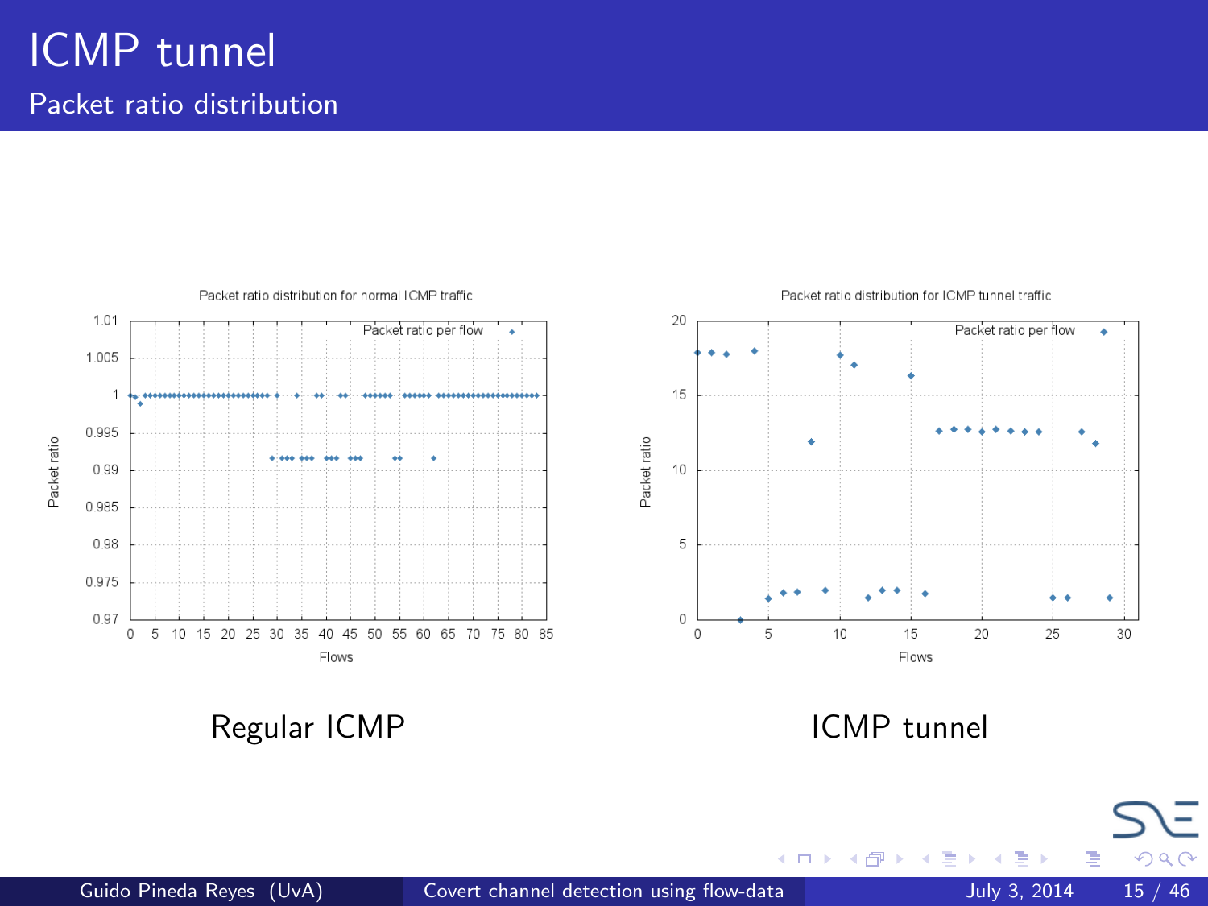# ICMP tunnel

## Packet ratio distribution

Regular ICMP

ICMP tunnel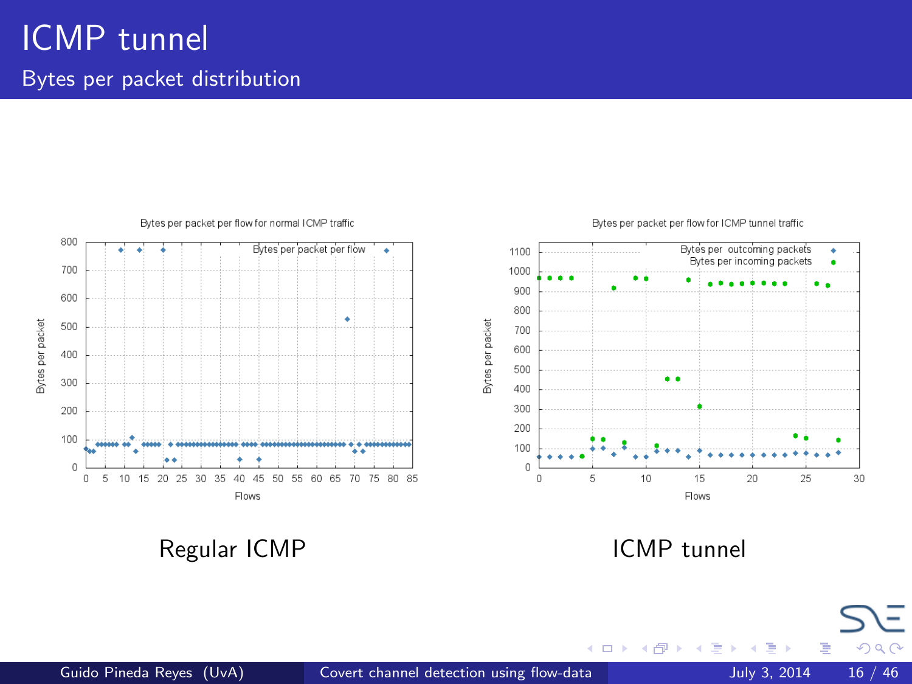# ICMP tunnel

## Bytes per packet distribution

Regular ICMP

ICMP tunnel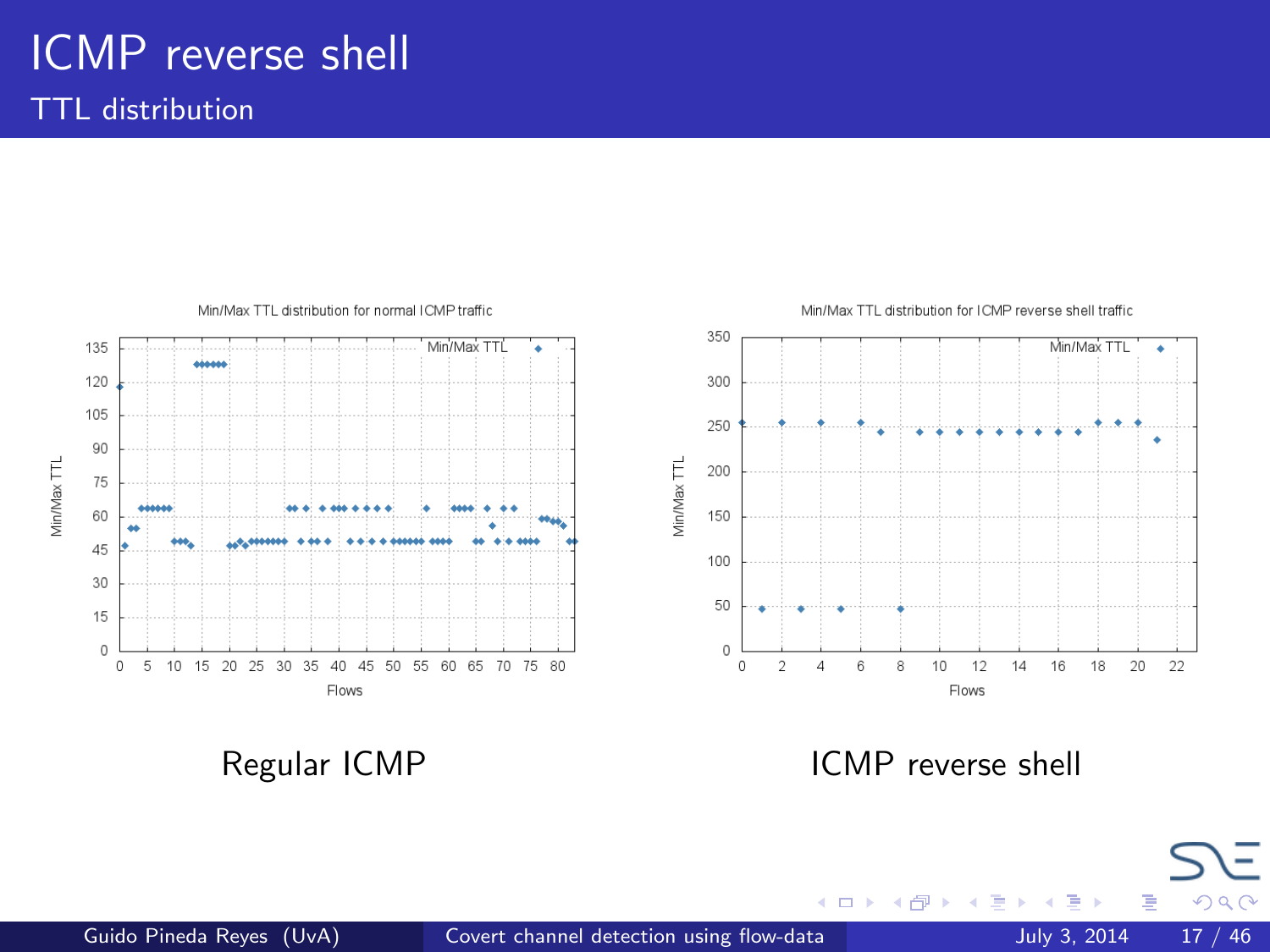# ICMP reverse shell

## TTL distribution

Regular ICMP

ICMP reverse shell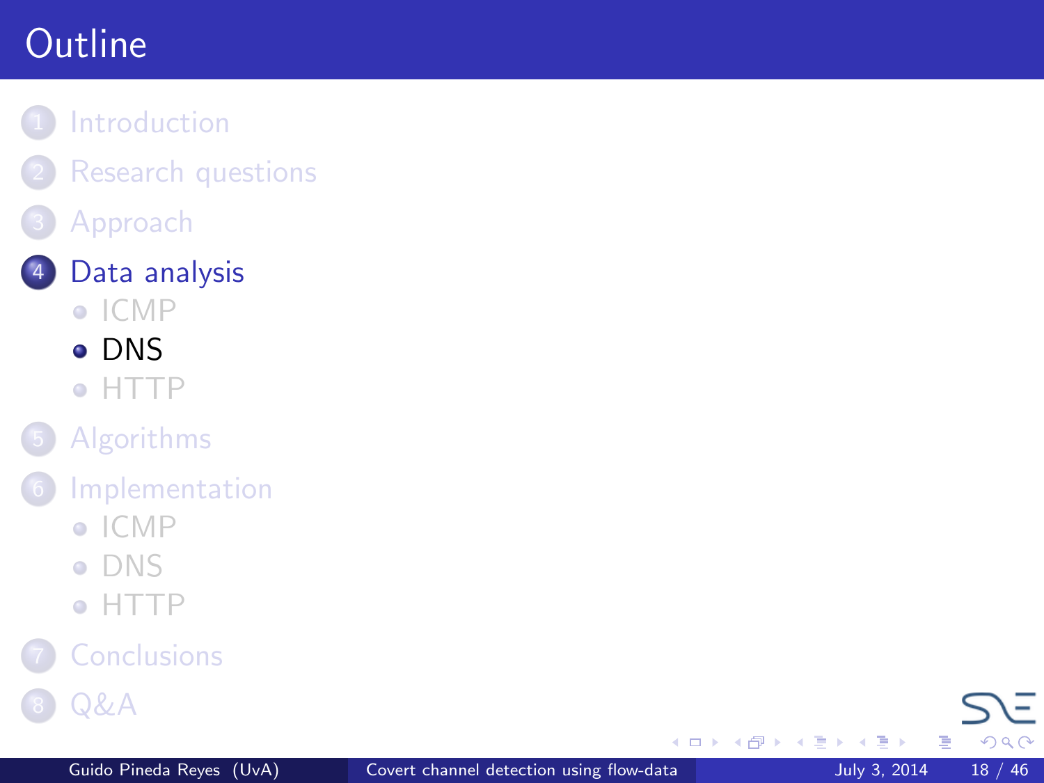# Outline

1. Introduction
2. Research questions
3. Approach
4. Data analysis
   - ICMP
   - DNS
   - HTTP
5. Algorithms
6. Implementation
   - ICMP
   - DNS
   - HTTP
7. Conclusions
8. Q&A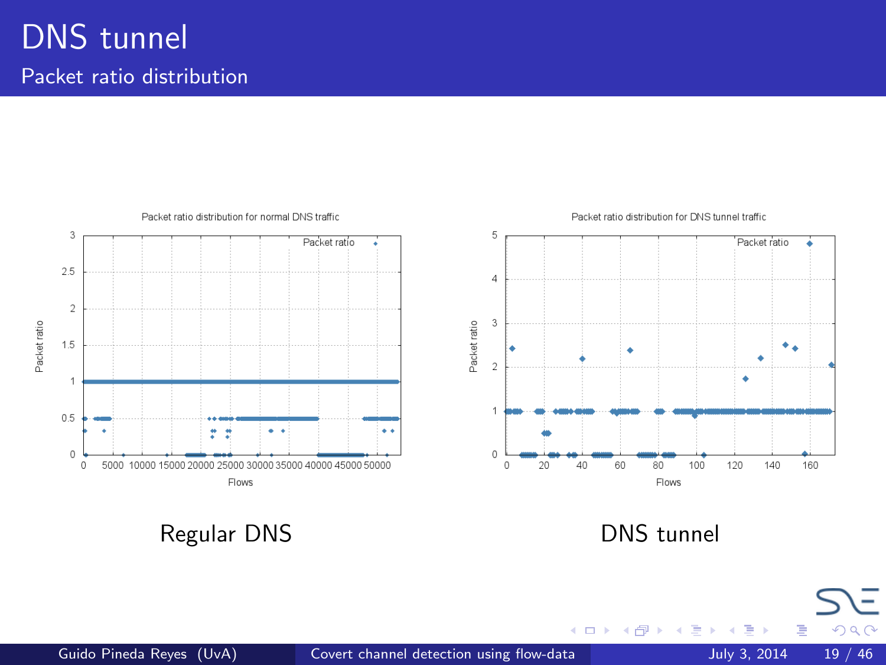# DNS tunnel

## Packet ratio distribution

Packet ratio distribution for normal DNS traffic

Regular DNS

Packet ratio distribution for DNS tunnel traffic

DNS tunnel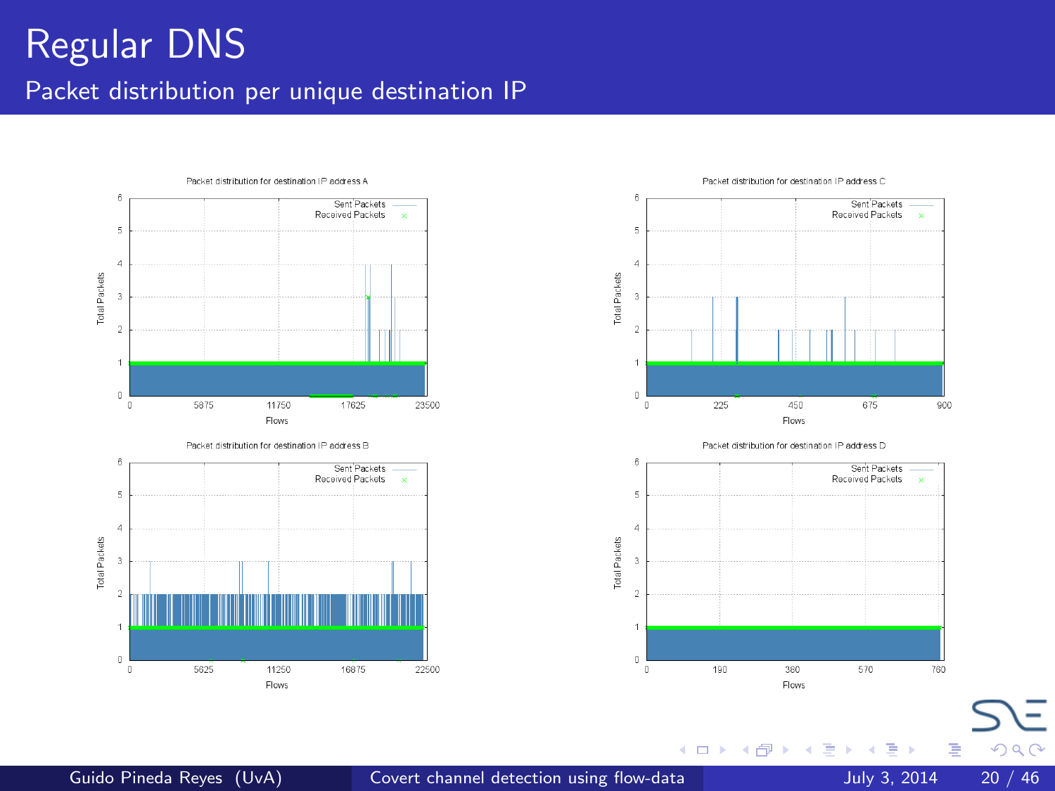# Regular DNS

## Packet distribution per unique destination IP

Packet distribution for destination IP address A

Packet distribution for destination IP address C

Packet distribution for destination IP address B

Packet distribution for destination IP address D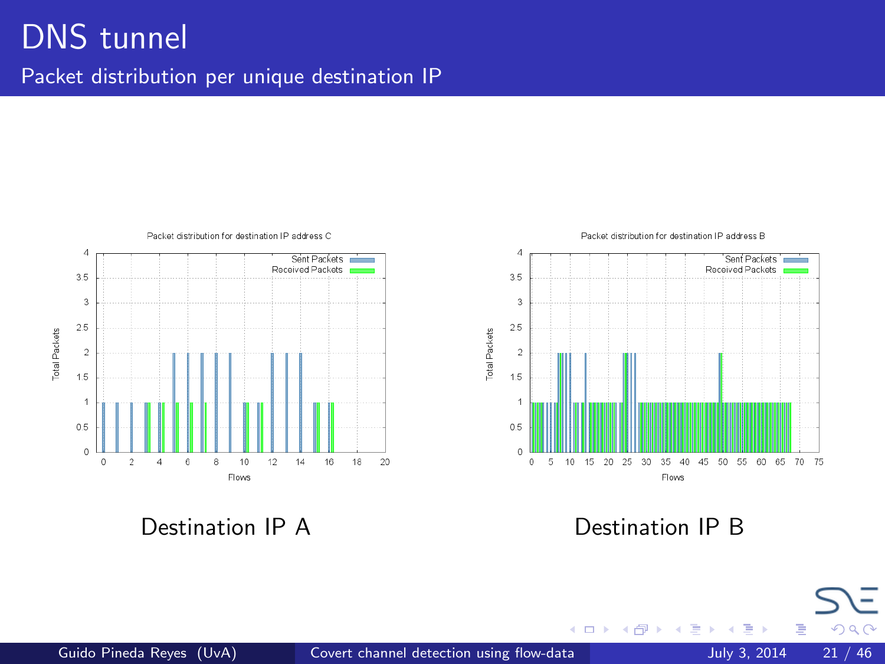# DNS tunnel

## Packet distribution per unique destination IP

Packet distribution for destination IP address C

Destination IP A

Packet distribution for destination IP address B

Destination IP B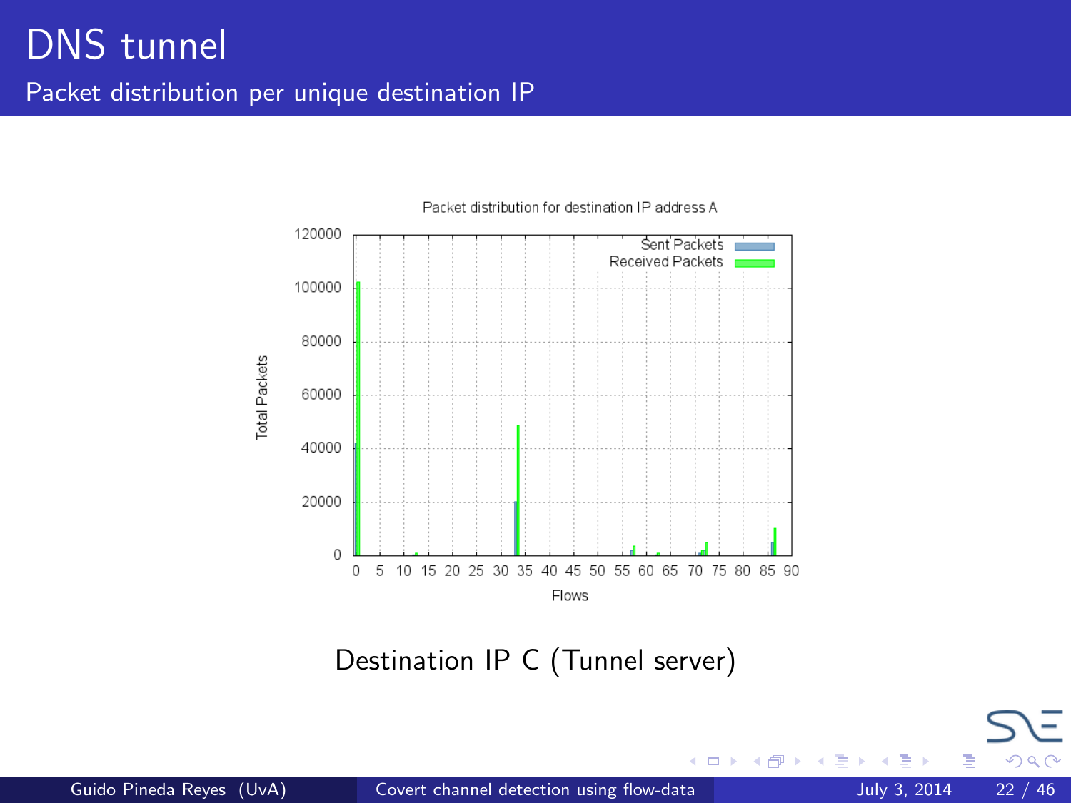# DNS tunnel

## Packet distribution per unique destination IP

Packet distribution for destination IP address A

Total Packets

Sent Packets

Received Packets

Flows

Destination IP C (Tunnel server)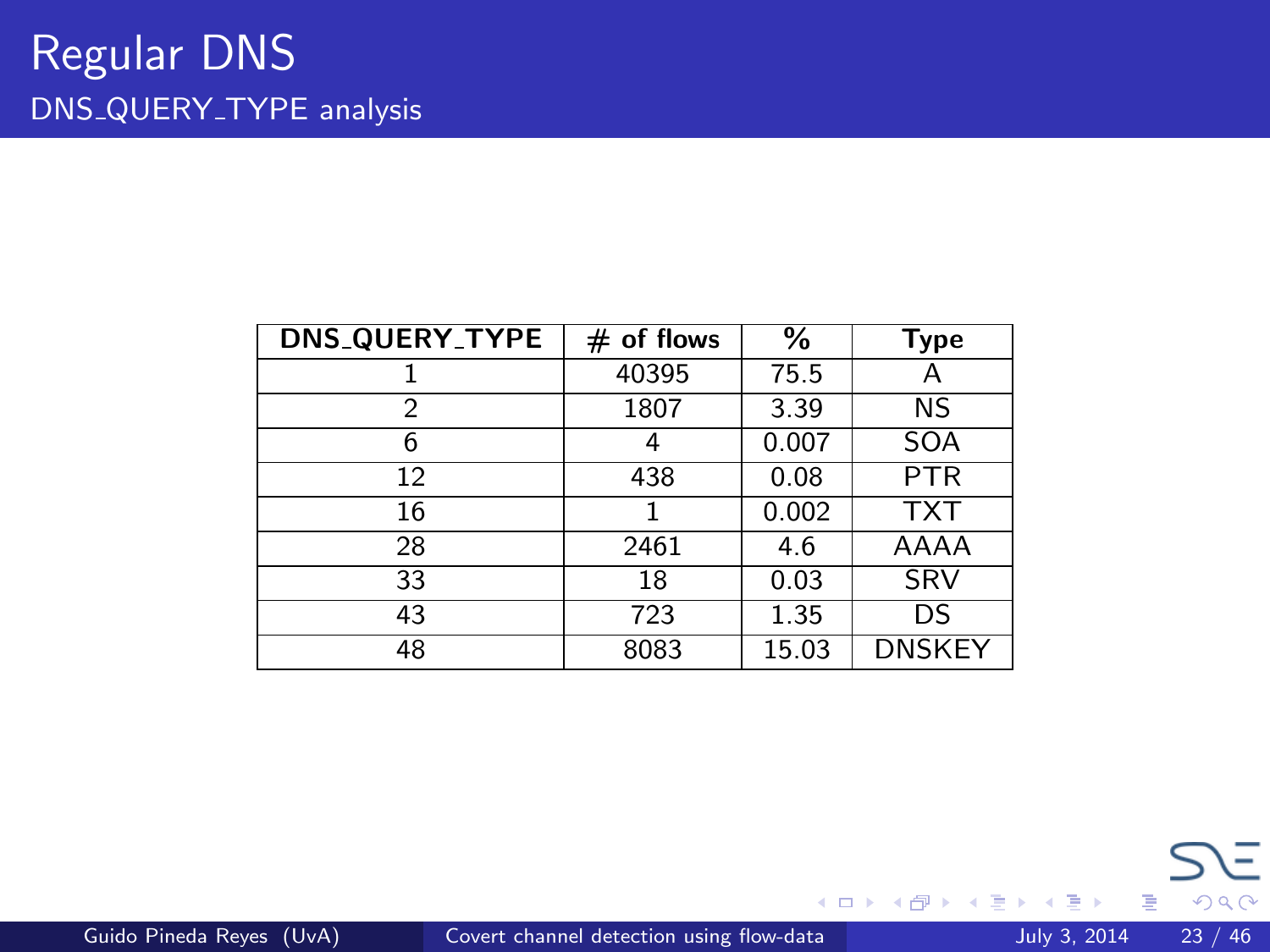# Regular DNS

## DNS_QUERY_TYPE analysis

| DNS_QUERY_TYPE | # of flows | % | Type |
|---|---|---|---|
| 1 | 40395 | 75.5 | A |
| 2 | 1807 | 3.39 | NS |
| 6 | 4 | 0.007 | SOA |
| 12 | 438 | 0.08 | PTR |
| 16 | 1 | 0.002 | TXT |
| 28 | 2461 | 4.6 | AAAA |
| 33 | 18 | 0.03 | SRV |
| 43 | 723 | 1.35 | DS |
| 48 | 8083 | 15.03 | DNSKEY |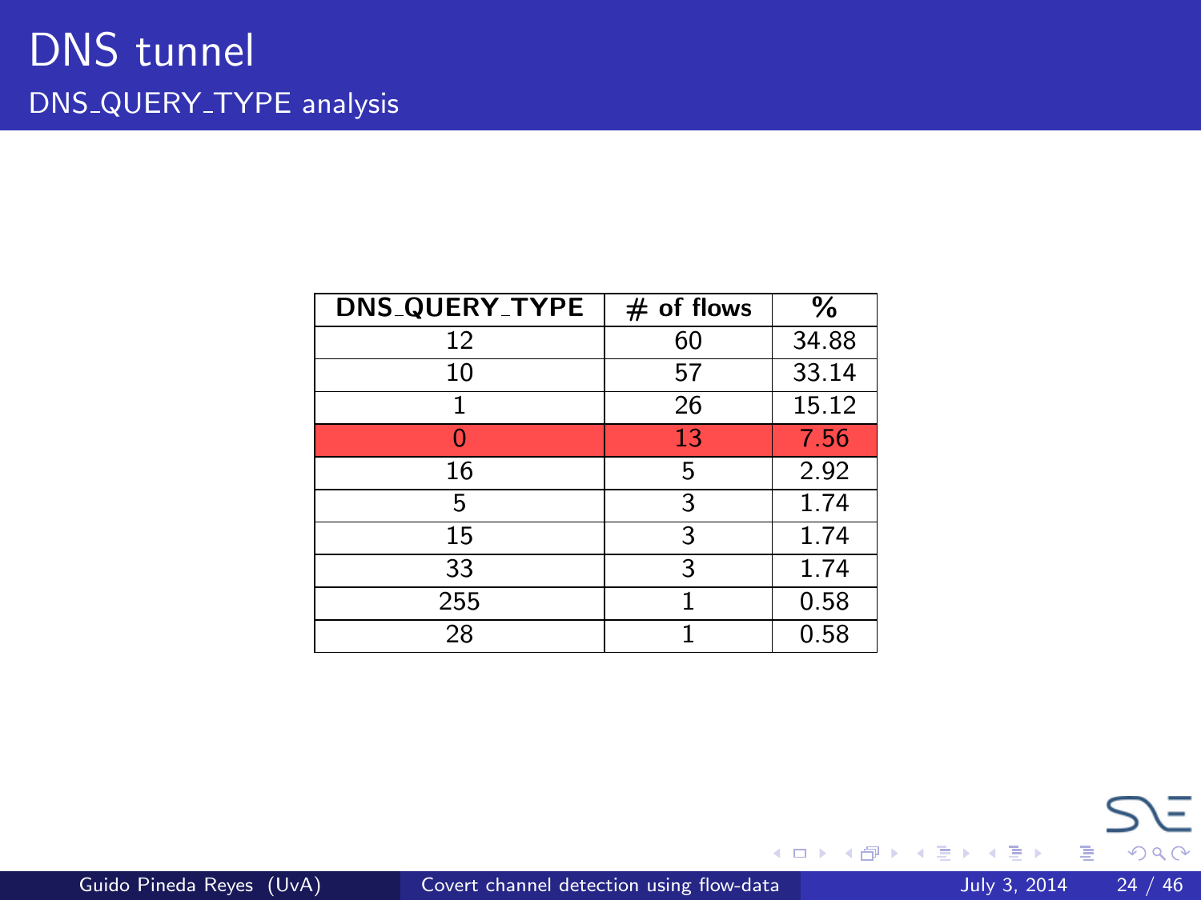# DNS tunnel

## DNS_QUERY_TYPE analysis

| DNS_QUERY_TYPE | # of flows | % |
|---|---|---|
| 12 | 60 | 34.88 |
| 10 | 57 | 33.14 |
| 1 | 26 | 15.12 |
| 0 | 13 | 7.56 |
| 16 | 5 | 2.92 |
| 5 | 3 | 1.74 |
| 15 | 3 | 1.74 |
| 33 | 3 | 1.74 |
| 255 | 1 | 0.58 |
| 28 | 1 | 0.58 |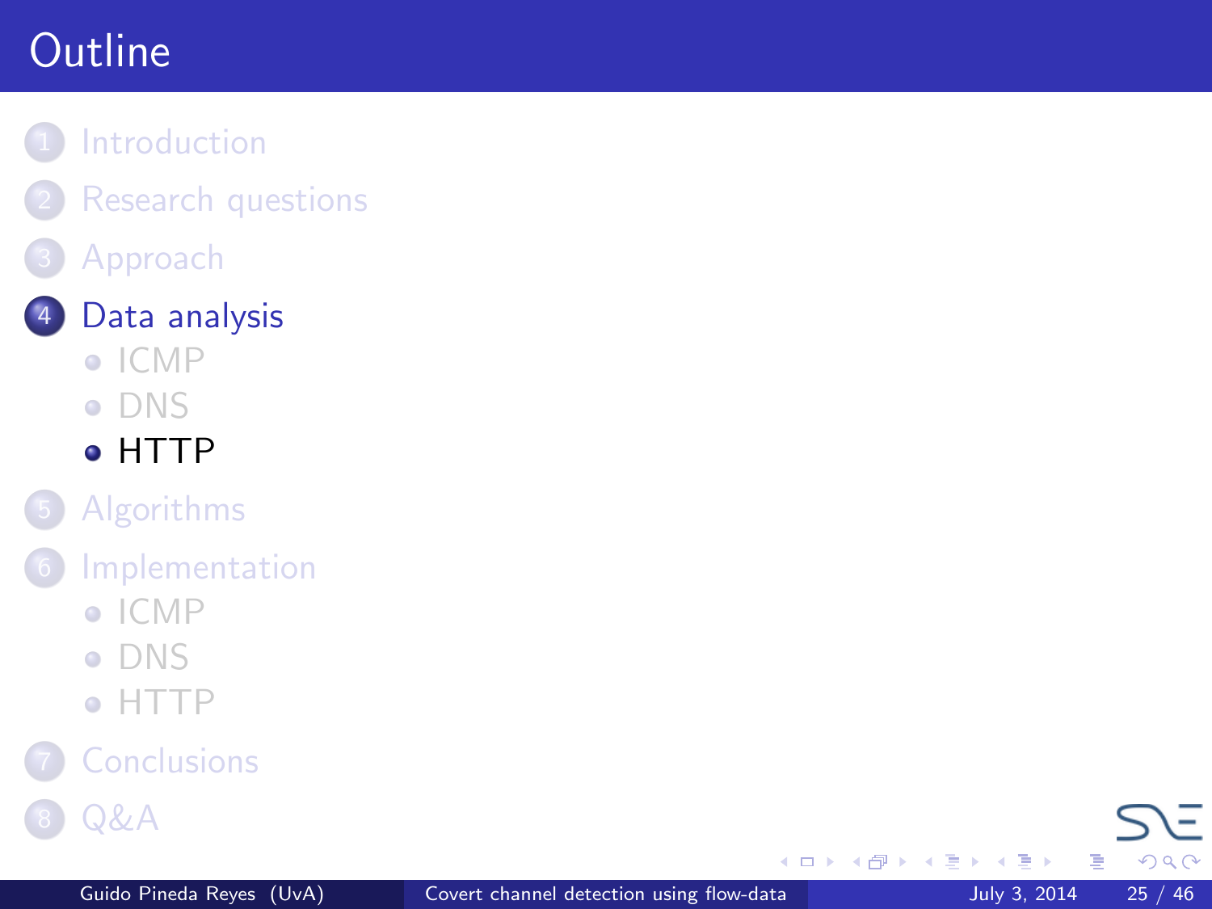# Outline

1. Introduction
2. Research questions
3. Approach
4. Data analysis
   - ICMP
   - DNS
   - HTTP
5. Algorithms
6. Implementation
   - ICMP
   - DNS
   - HTTP
7. Conclusions
8. Q&A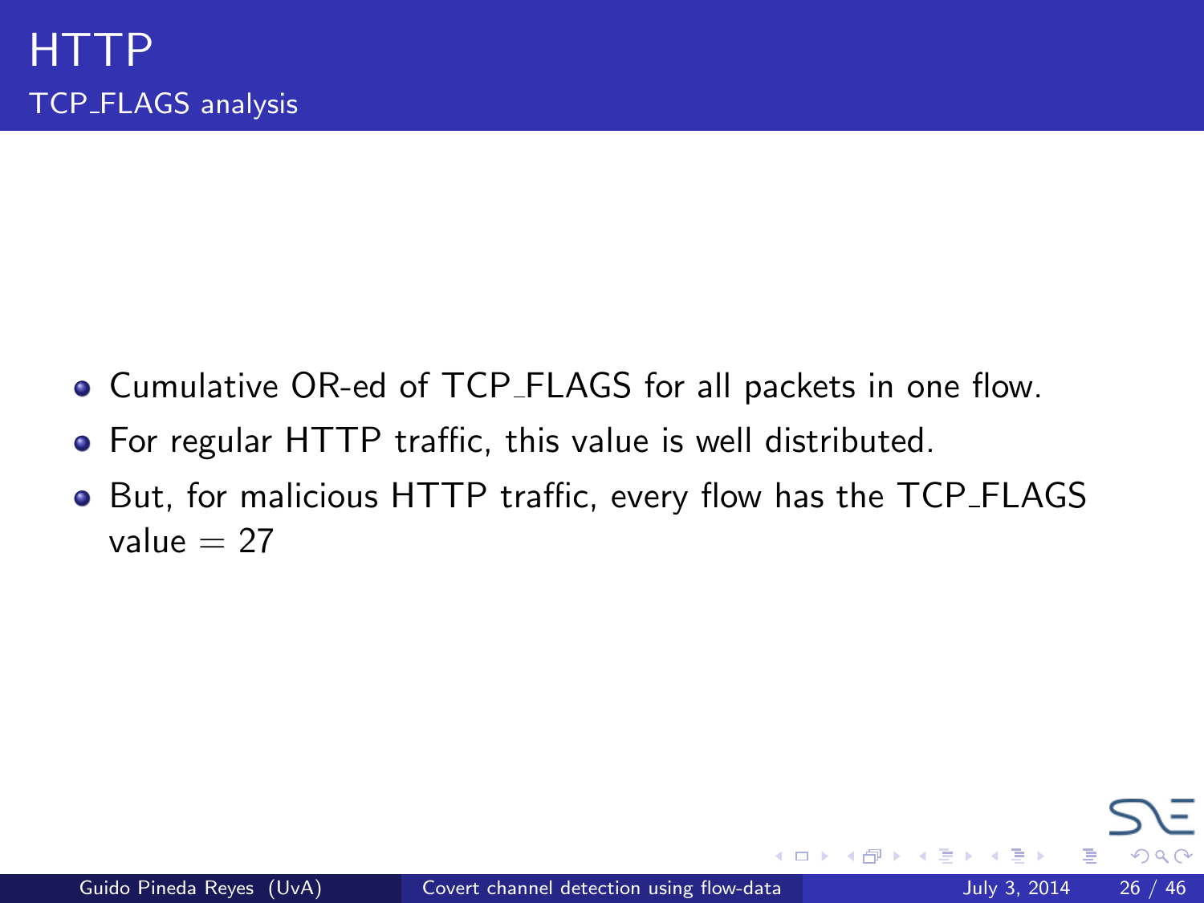# HTTP

## TCP_FLAGS analysis

- Cumulative OR-ed of TCP_FLAGS for all packets in one flow.
- For regular HTTP traffic, this value is well distributed.
- But, for malicious HTTP traffic, every flow has the TCP_FLAGS value = 27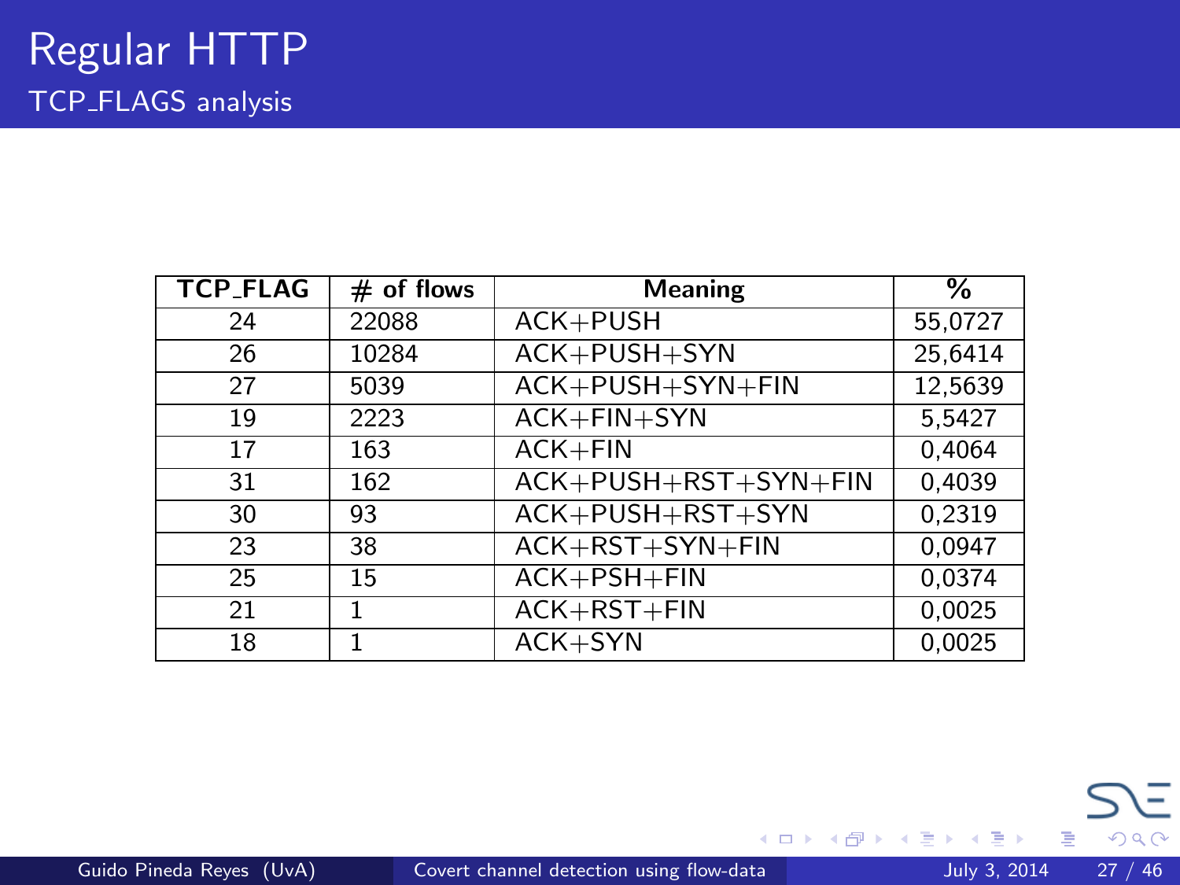# Regular HTTP

## TCP_FLAGS analysis

| TCP_FLAG | # of flows | Meaning | % |
|---|---|---|---|
| 24 | 22088 | ACK+PUSH | 55,0727 |
| 26 | 10284 | ACK+PUSH+SYN | 25,6414 |
| 27 | 5039 | ACK+PUSH+SYN+FIN | 12,5639 |
| 19 | 2223 | ACK+FIN+SYN | 5,5427 |
| 17 | 163 | ACK+FIN | 0,4064 |
| 31 | 162 | ACK+PUSH+RST+SYN+FIN | 0,4039 |
| 30 | 93 | ACK+PUSH+RST+SYN | 0,2319 |
| 23 | 38 | ACK+RST+SYN+FIN | 0,0947 |
| 25 | 15 | ACK+PSH+FIN | 0,0374 |
| 21 | 1 | ACK+RST+FIN | 0,0025 |
| 18 | 1 | ACK+SYN | 0,0025 |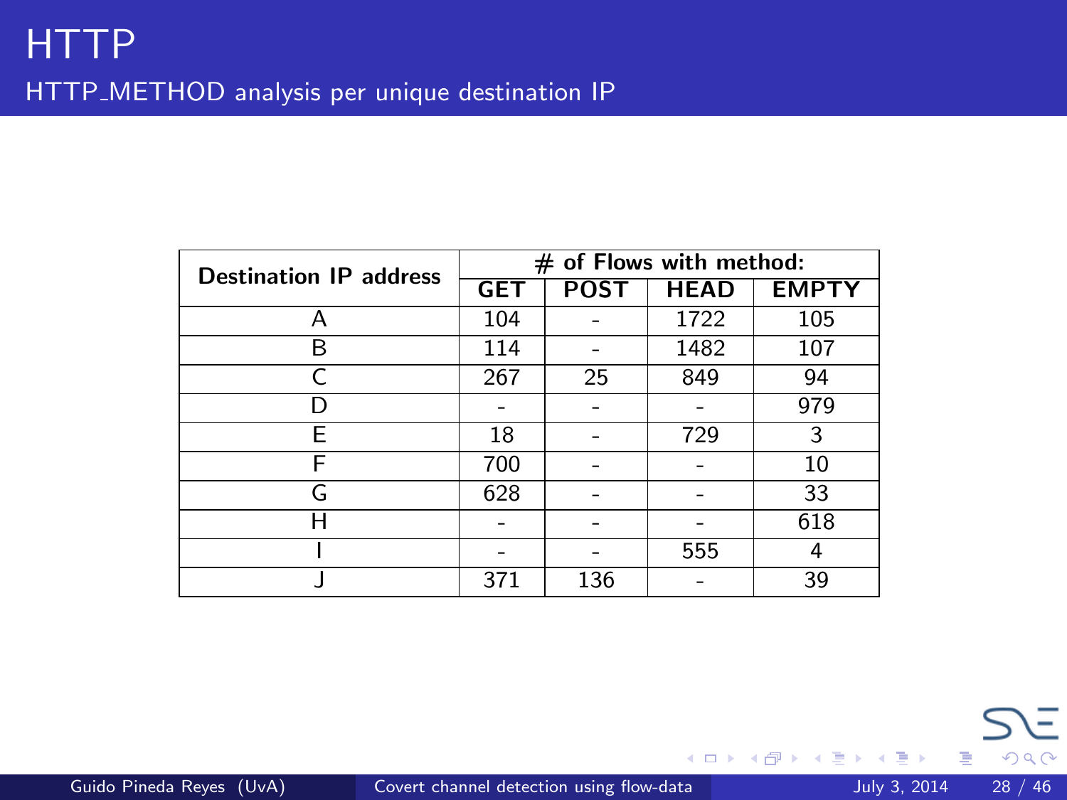# HTTP

## HTTP_METHOD analysis per unique destination IP

| Destination IP address | # of Flows with method: | | | |
|---|---|---|---|---|
| | GET | POST | HEAD | EMPTY |
| A | 104 | - | 1722 | 105 |
| B | 114 | - | 1482 | 107 |
| C | 267 | 25 | 849 | 94 |
| D | - | - | - | 979 |
| E | 18 | - | 729 | 3 |
| F | 700 | - | - | 10 |
| G | 628 | - | - | 33 |
| H | - | - | - | 618 |
| I | - | - | 555 | 4 |
| J | 371 | 136 | - | 39 |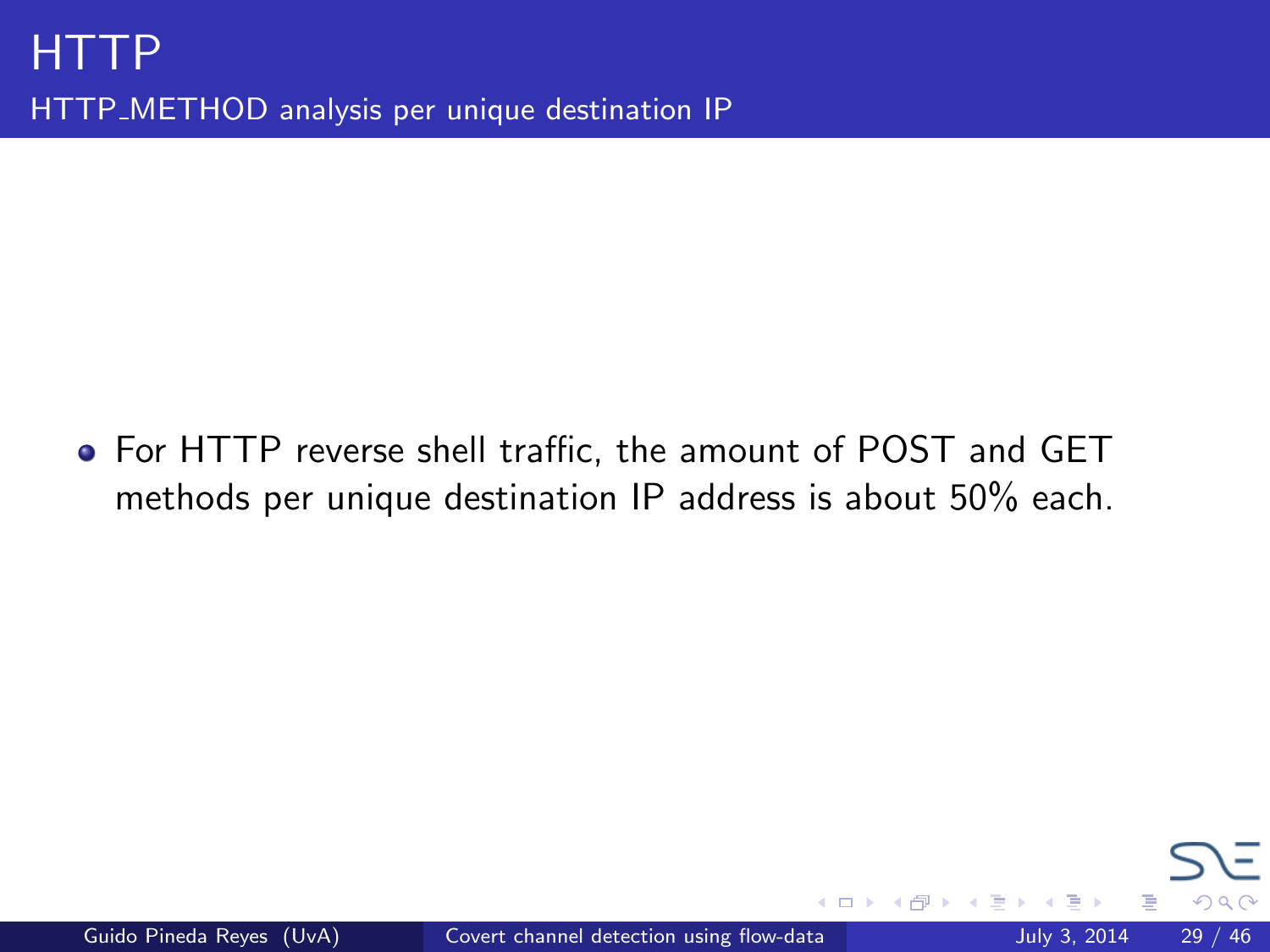# HTTP

## HTTP_METHOD analysis per unique destination IP

- For HTTP reverse shell traffic, the amount of POST and GET methods per unique destination IP address is about 50% each.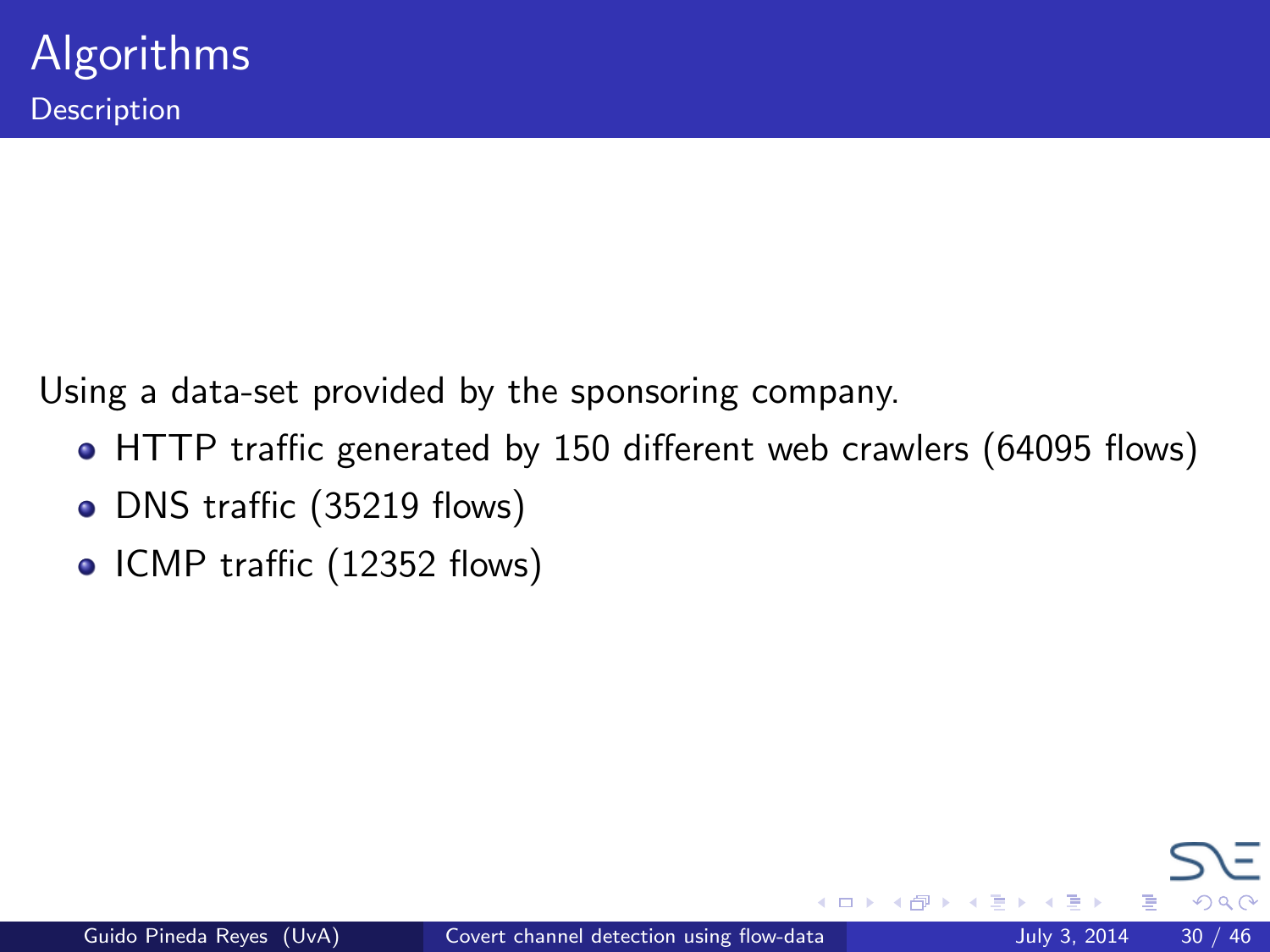# Algorithms

## Description

Using a data-set provided by the sponsoring company.

- HTTP traffic generated by 150 different web crawlers (64095 flows)
- DNS traffic (35219 flows)
- ICMP traffic (12352 flows)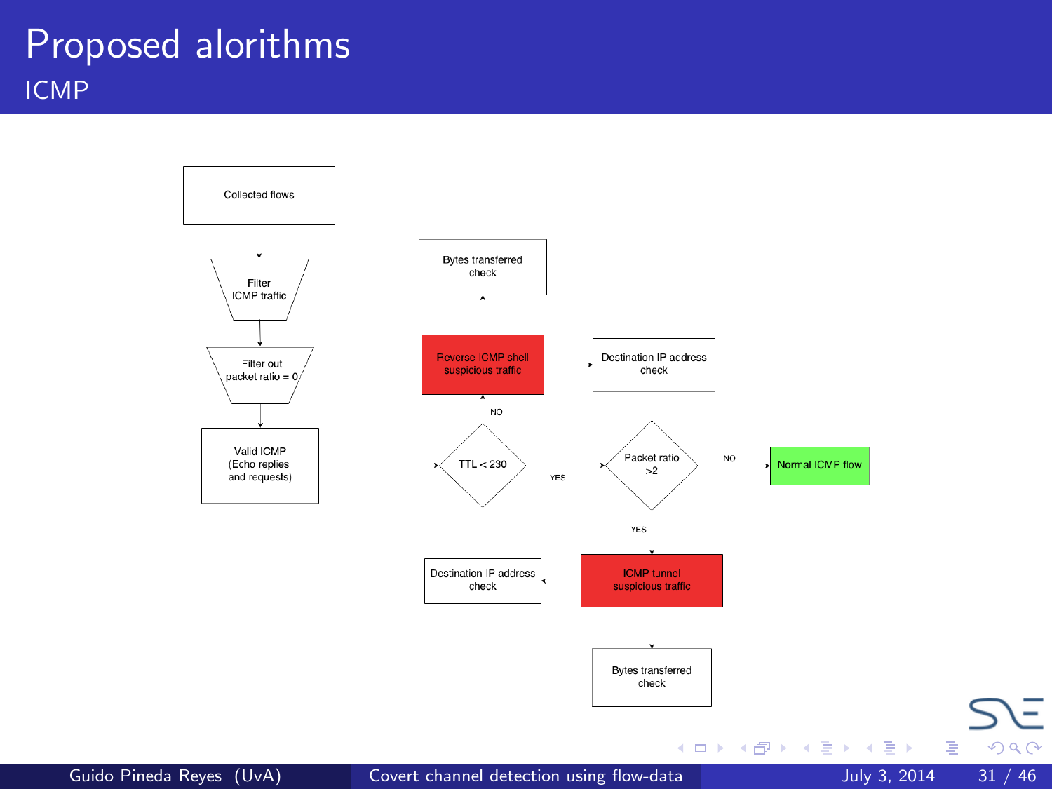# Proposed alorithms

## ICMP

- Collected flows
- Filter ICMP traffic
- Filter out packet ratio = 0
- Valid ICMP (Echo replies and requests)
- TTL < 230
  - NO → Reverse ICMP shell suspicious traffic
    - Bytes transferred check
    - Destination IP address check
  - YES → Packet ratio >2
    - NO → Normal ICMP flow
    - YES → ICMP tunnel suspicious traffic
      - Destination IP address check
      - Bytes transferred check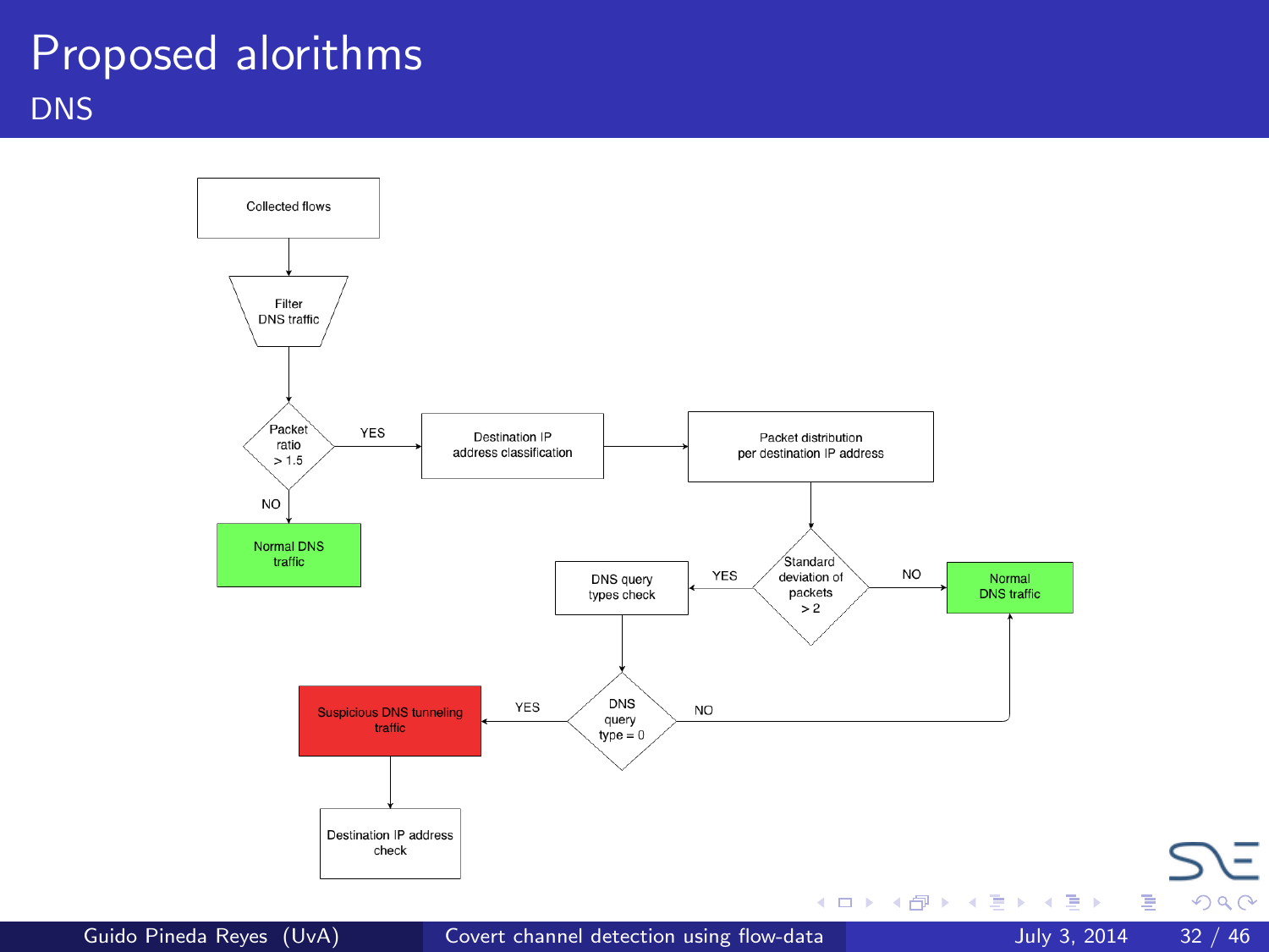# Proposed alorithms

## DNS

Collected flows

Filter DNS traffic

Packet ratio > 1.5

YES

NO

Normal DNS traffic

Destination IP address classification

Packet distribution per destination IP address

Standard deviation of packets > 2

YES

NO

Normal DNS traffic

DNS query types check

DNS query type = 0

YES

NO

Suspicious DNS tunneling traffic

Destination IP address check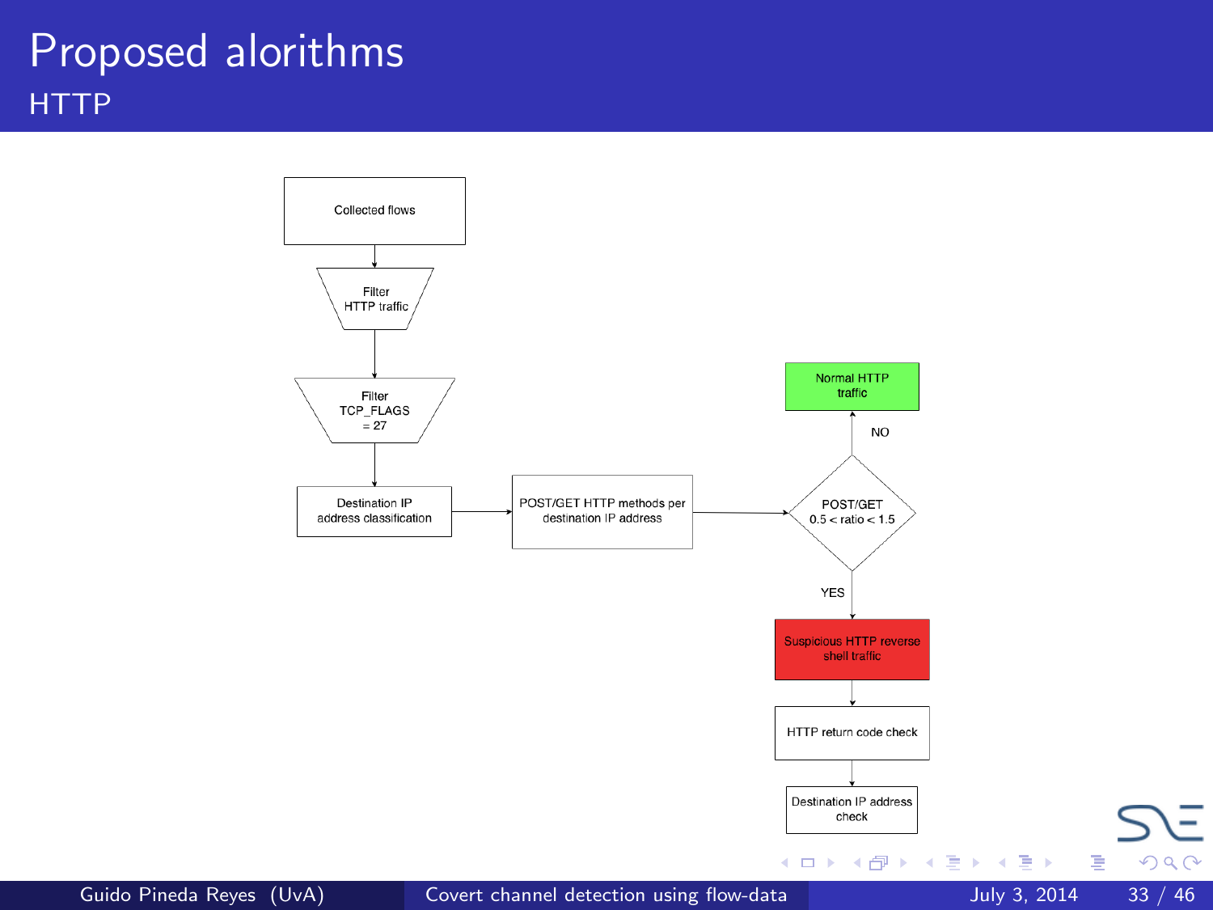# Proposed alorithms

## HTTP

- Collected flows
- Filter HTTP traffic
- Filter TCP_FLAGS = 27
- Destination IP address classification
- POST/GET HTTP methods per destination IP address
- POST/GET $0.5 < \text{ratio} < 1.5$
  - NO → Normal HTTP traffic
  - YES → Suspicious HTTP reverse shell traffic
    - HTTP return code check
    - Destination IP address check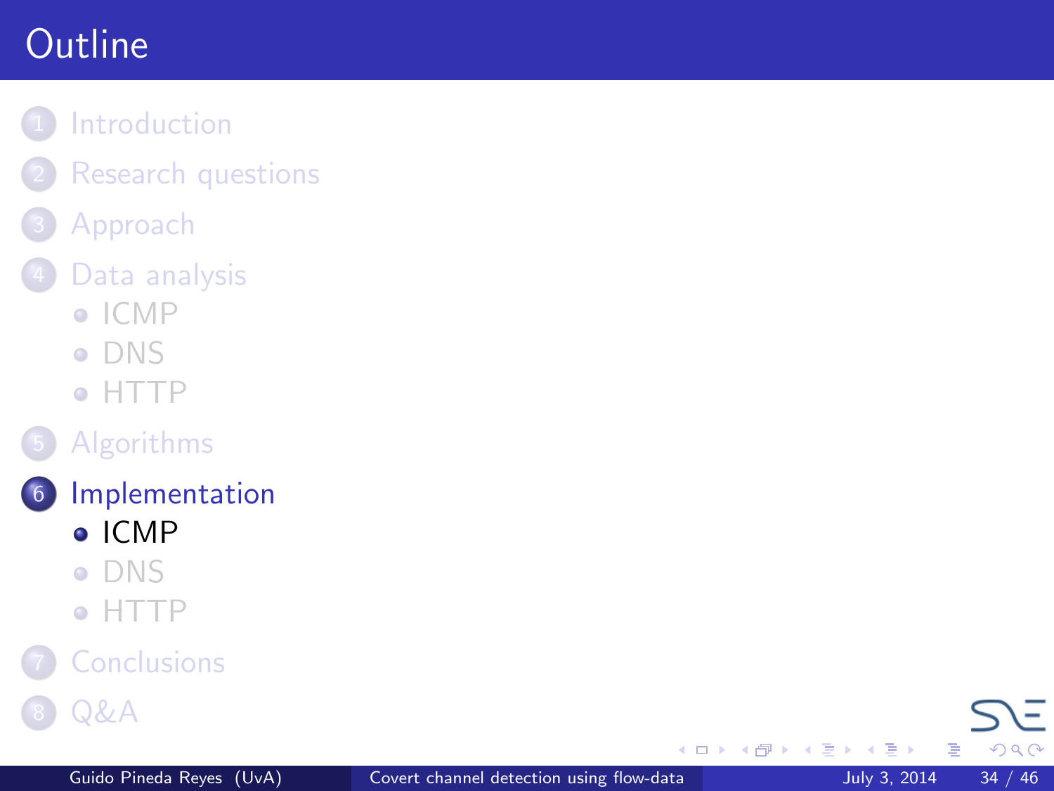# Outline

1. Introduction
2. Research questions
3. Approach
4. Data analysis
   - ICMP
   - DNS
   - HTTP
5. Algorithms
6. **Implementation**
   - **ICMP**
   - DNS
   - HTTP
7. Conclusions
8. Q&A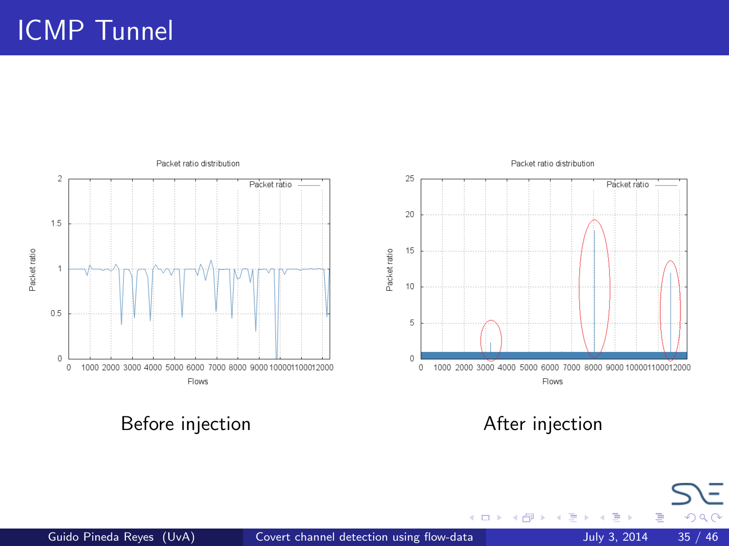# ICMP Tunnel

Before injection

After injection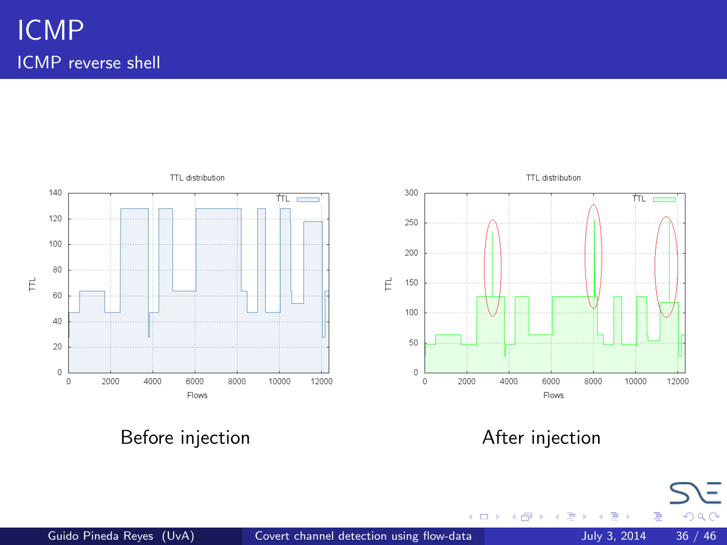# ICMP

## ICMP reverse shell

Before injection

After injection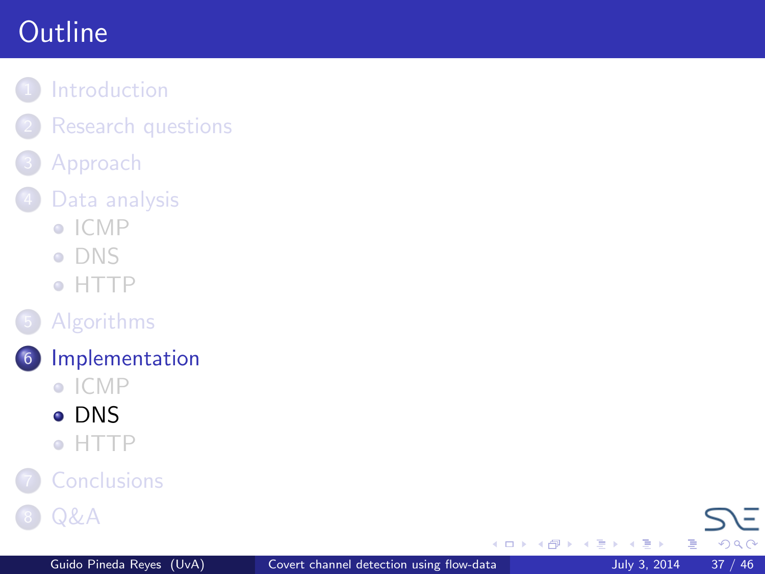# Outline

1. Introduction
2. Research questions
3. Approach
4. Data analysis
   - ICMP
   - DNS
   - HTTP
5. Algorithms
6. Implementation
   - ICMP
   - DNS
   - HTTP
7. Conclusions
8. Q&A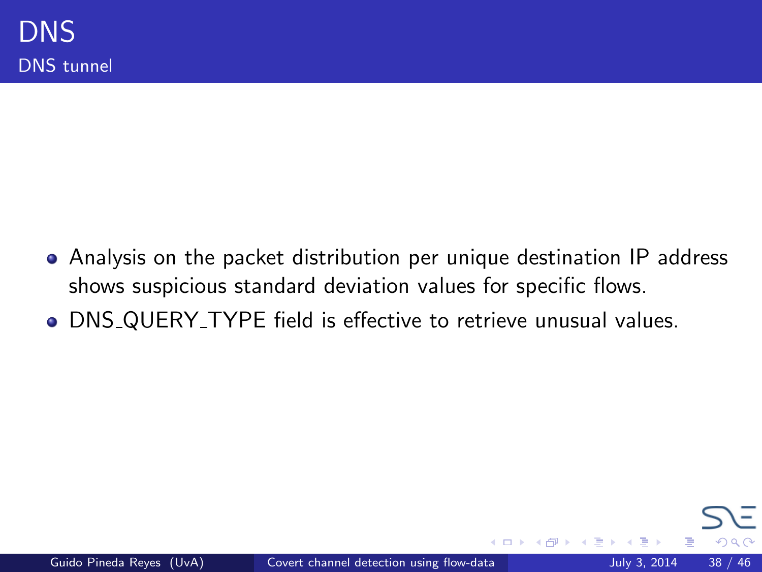# DNS

## DNS tunnel

- Analysis on the packet distribution per unique destination IP address shows suspicious standard deviation values for specific flows.
- DNS_QUERY_TYPE field is effective to retrieve unusual values.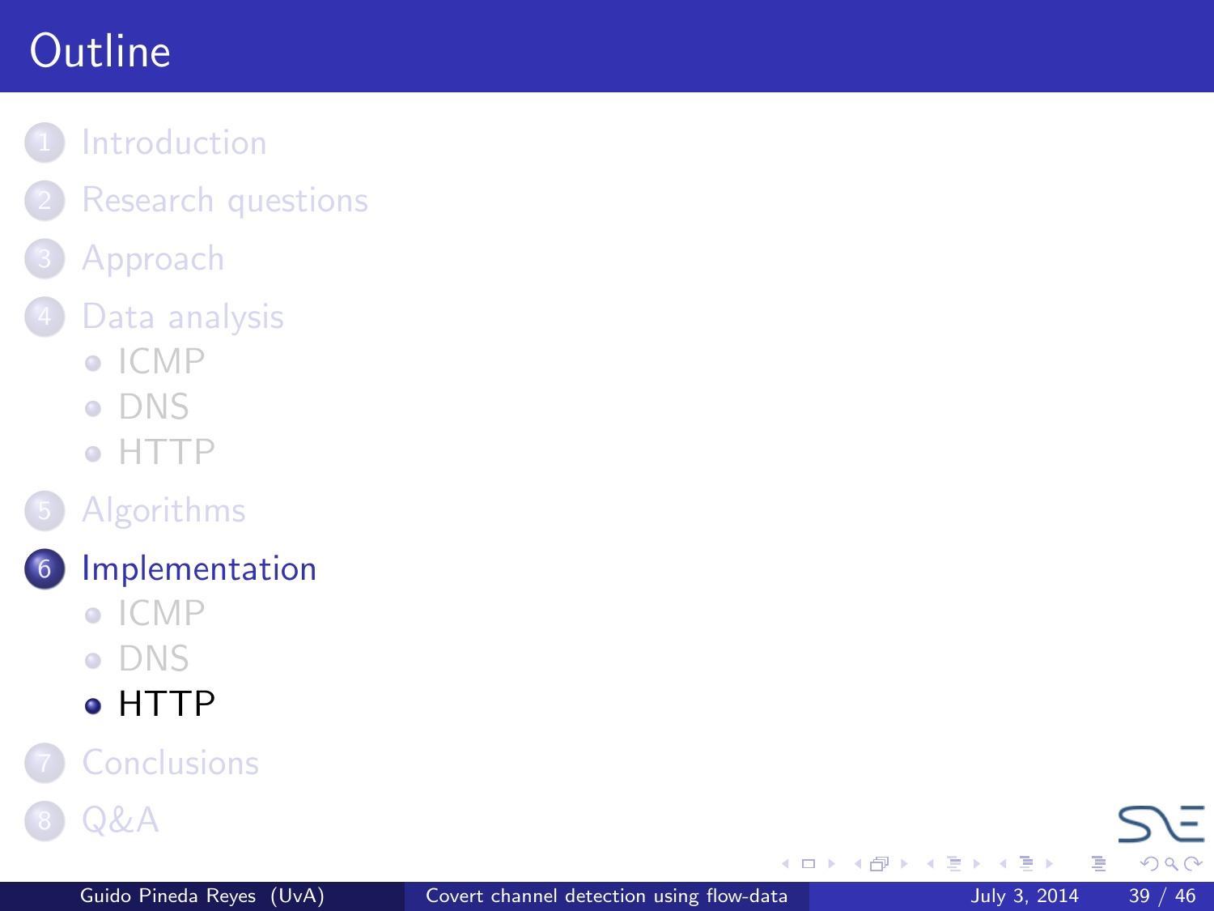# Outline

1. Introduction
2. Research questions
3. Approach
4. Data analysis
   - ICMP
   - DNS
   - HTTP
5. Algorithms
6. Implementation
   - ICMP
   - DNS
   - HTTP
7. Conclusions
8. Q&A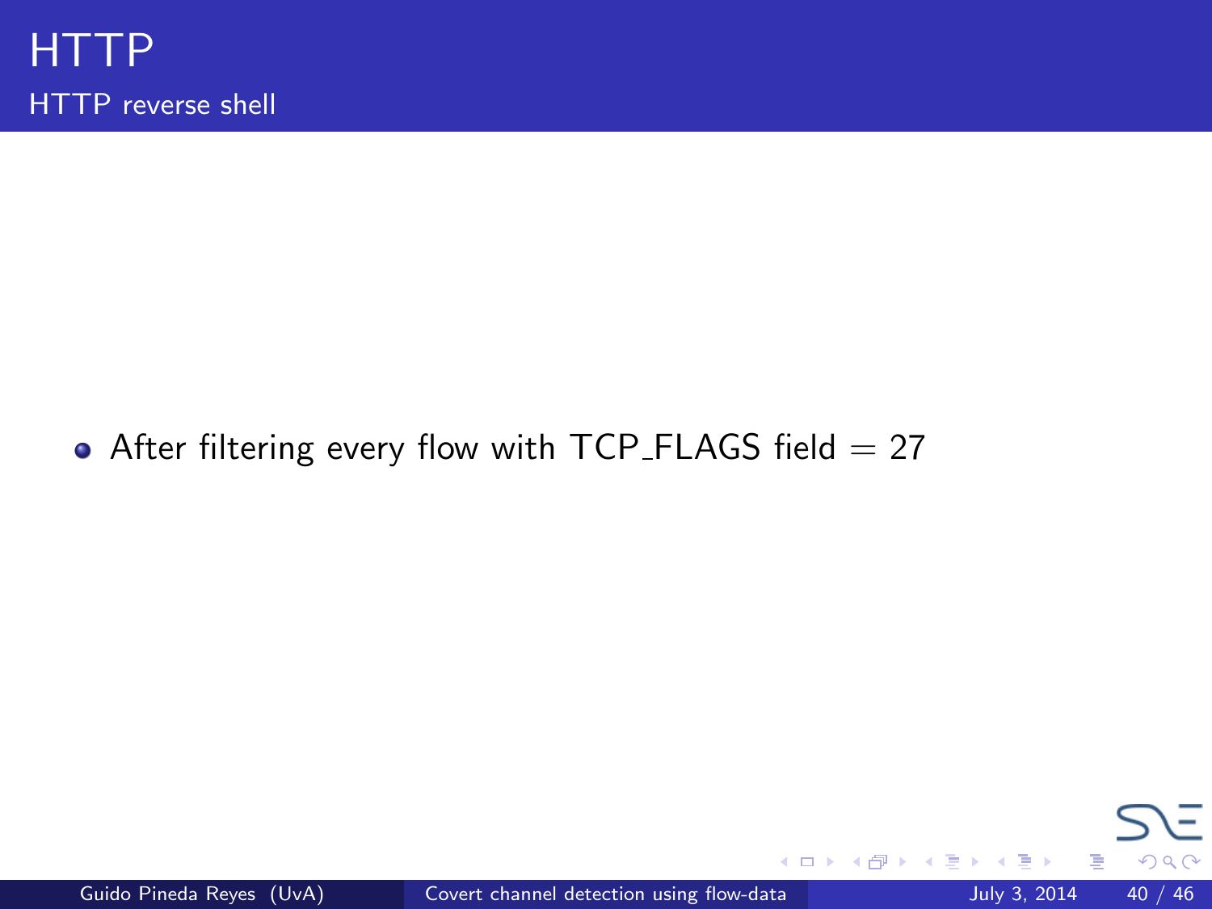# HTTP

## HTTP reverse shell

- After filtering every flow with TCP_FLAGS field = 27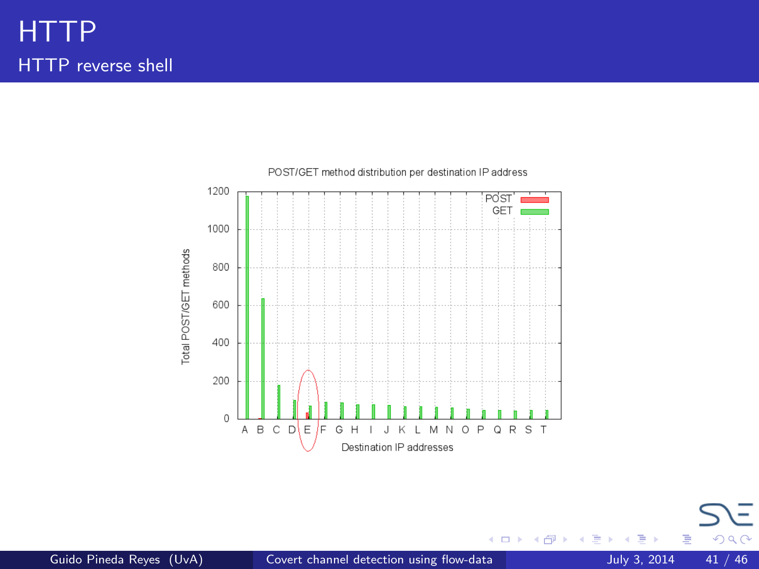# HTTP

## HTTP reverse shell

POST/GET method distribution per destination IP address

Total POST/GET methods

Destination IP addresses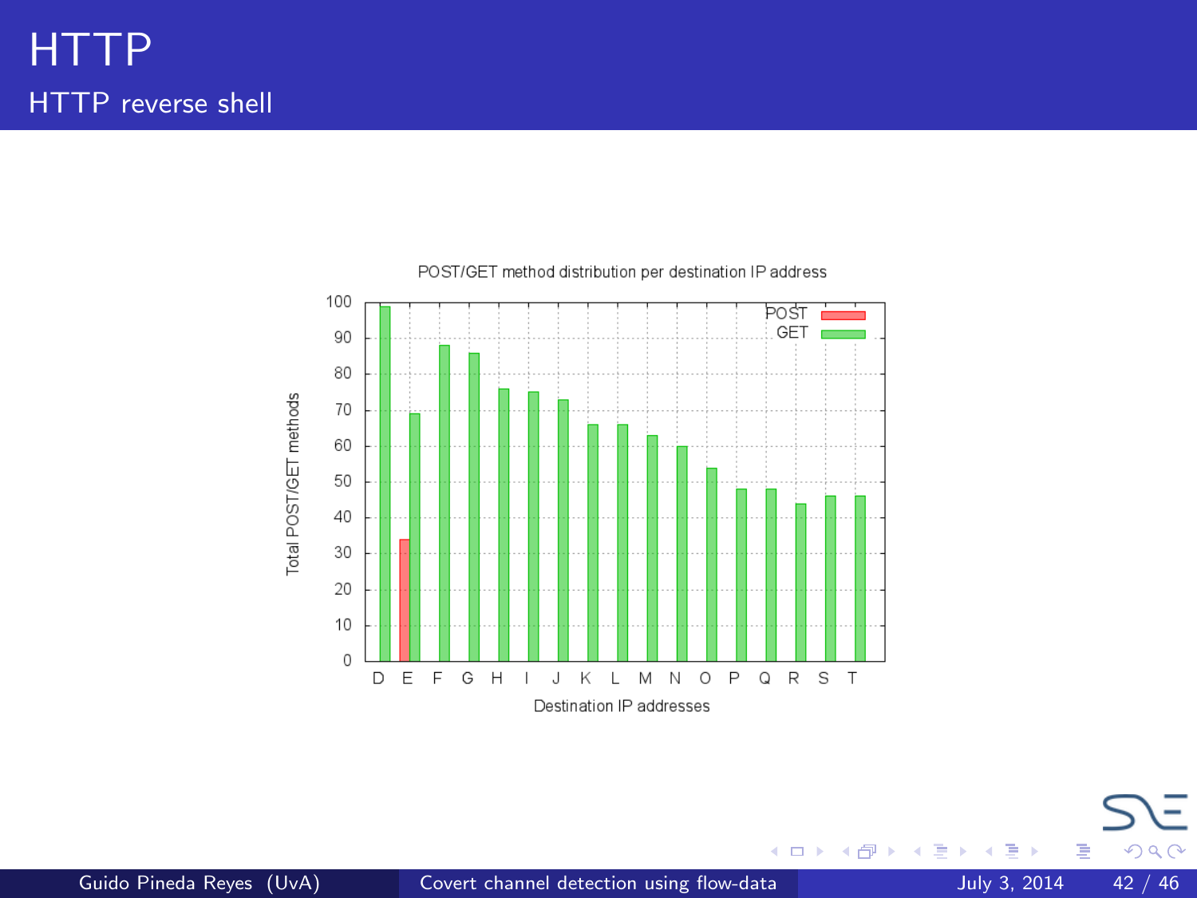# HTTP

## HTTP reverse shell

POST/GET method distribution per destination IP address

| Destination IP address | POST | GET |
|---|---|---|
| D | | 99 |
| E | 34 | 69 |
| F | | 88 |
| G | | 86 |
| H | | 76 |
| I | | 75 |
| J | | 73 |
| K | | 66 |
| L | | 66 |
| M | | 63 |
| N | | 60 |
| O | | 54 |
| P | | 48 |
| Q | | 48 |
| R | | 44 |
| S | | 46 |
| T | | 46 |

Y-axis: Total POST/GET methods (0–100). X-axis: Destination IP addresses.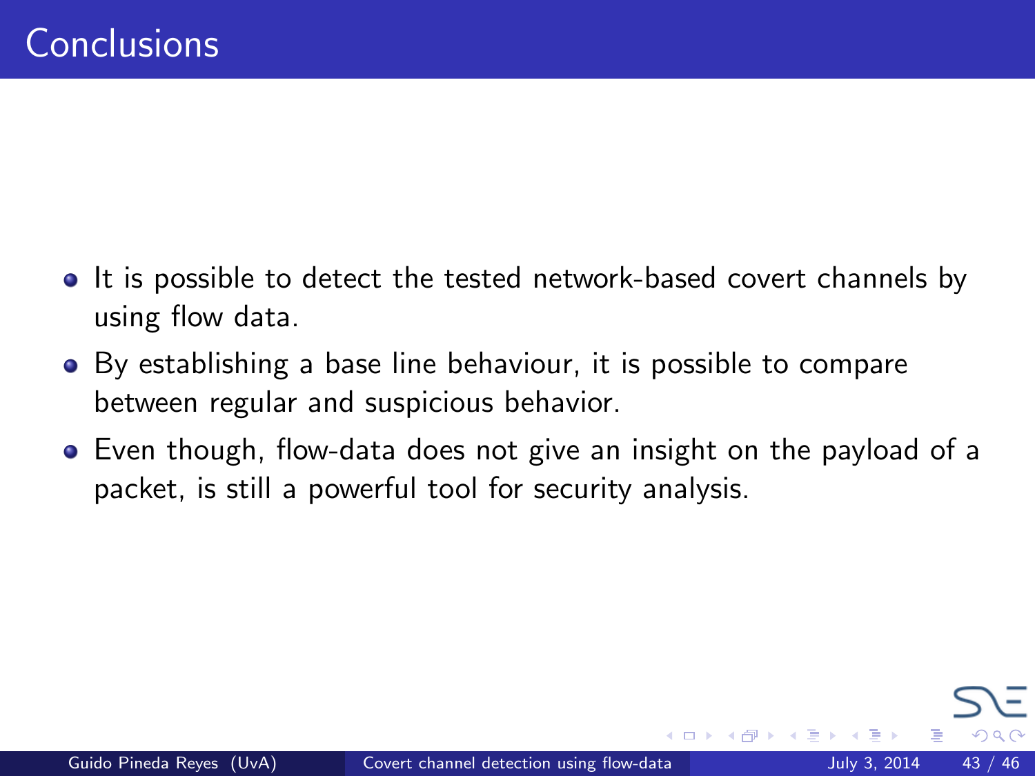# Conclusions

- It is possible to detect the tested network-based covert channels by using flow data.
- By establishing a base line behaviour, it is possible to compare between regular and suspicious behavior.
- Even though, flow-data does not give an insight on the payload of a packet, is still a powerful tool for security analysis.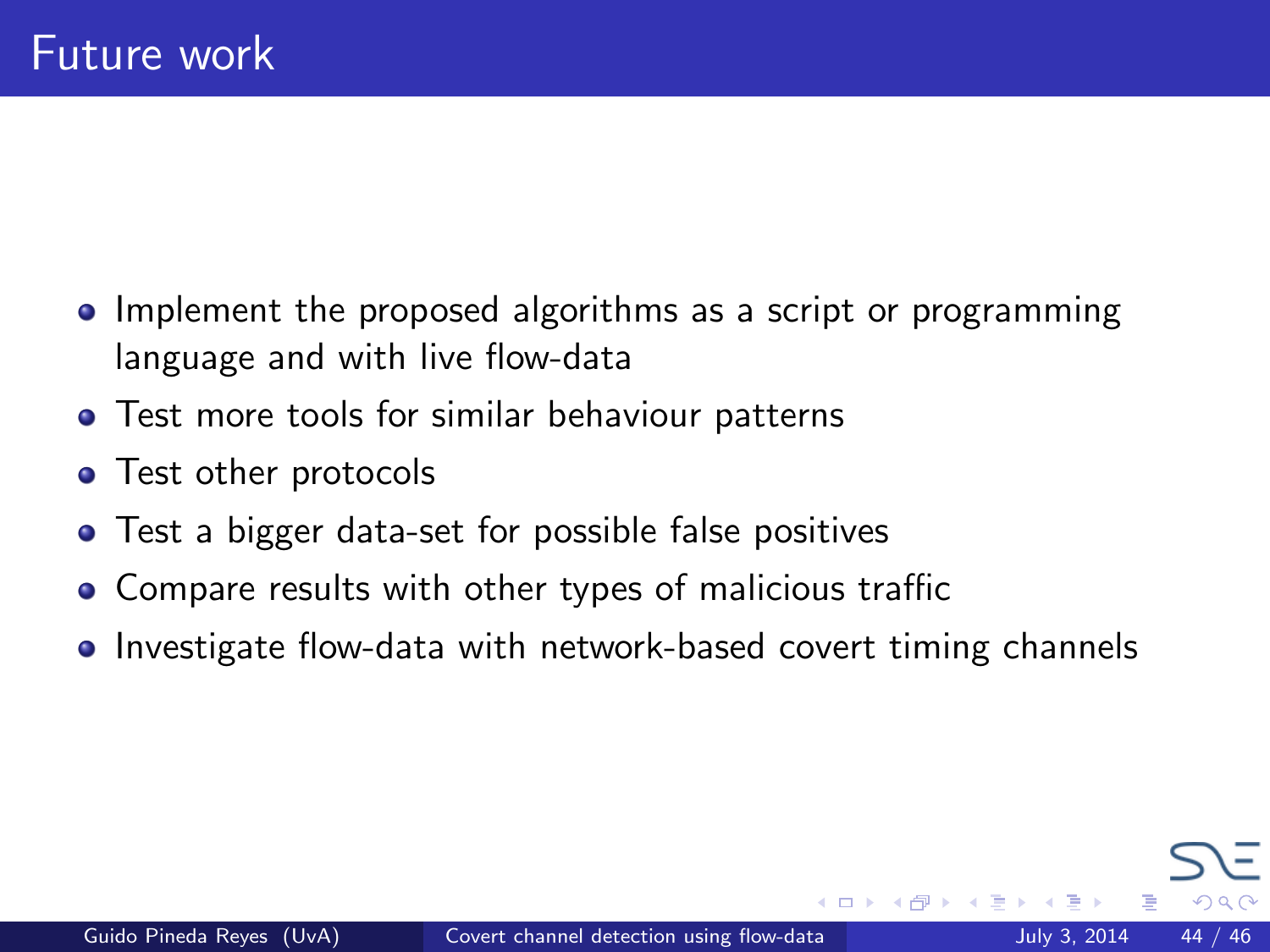# Future work

- Implement the proposed algorithms as a script or programming language and with live flow-data
- Test more tools for similar behaviour patterns
- Test other protocols
- Test a bigger data-set for possible false positives
- Compare results with other types of malicious traffic
- Investigate flow-data with network-based covert timing channels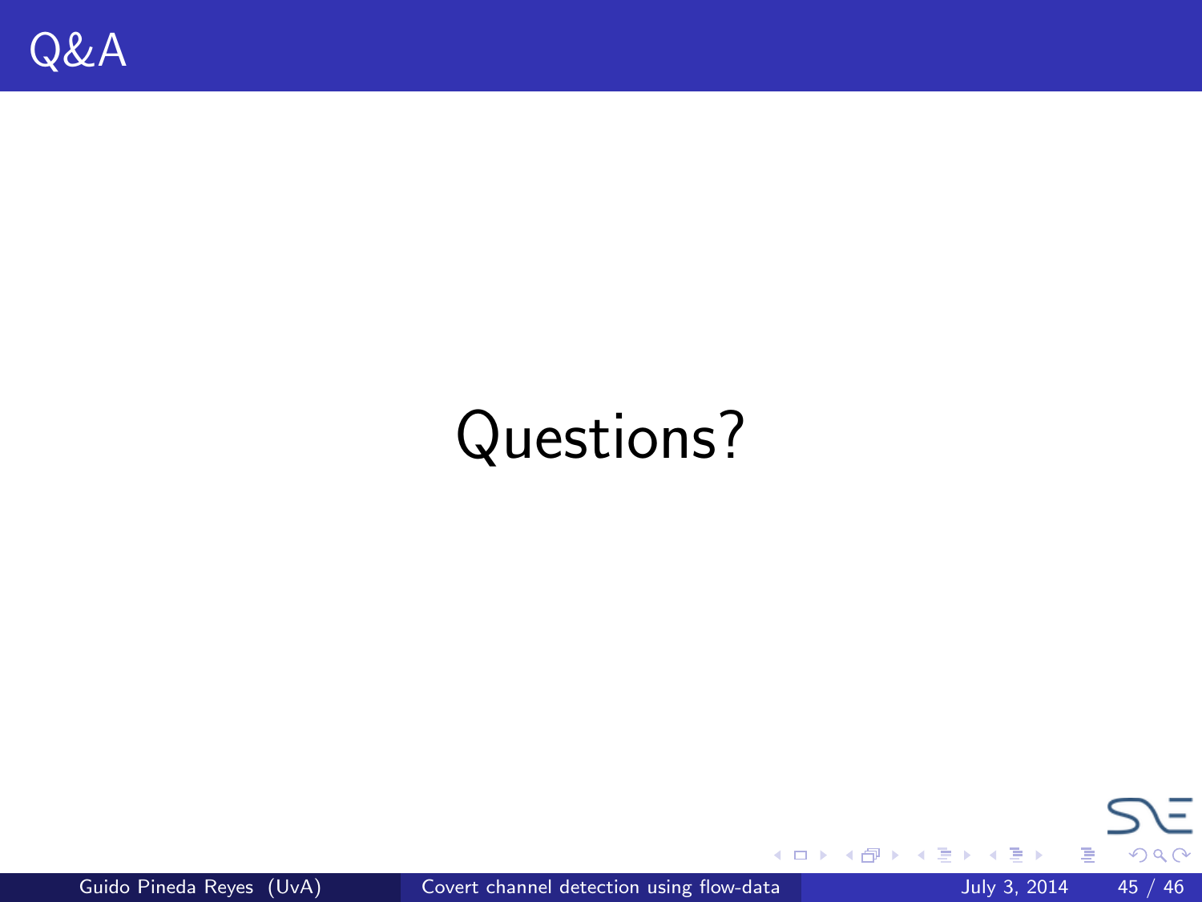# Q&A

Questions?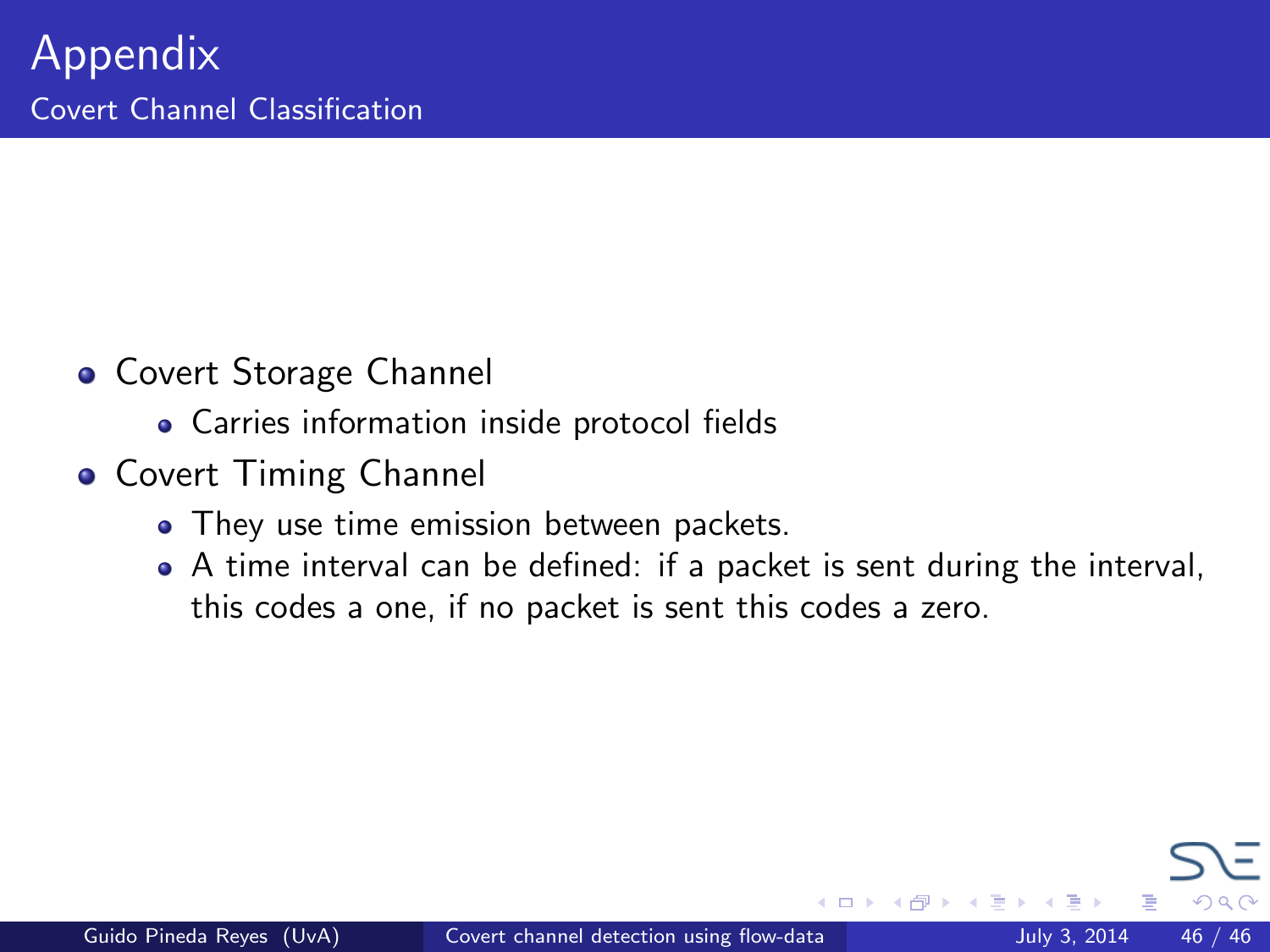# Appendix

## Covert Channel Classification

- Covert Storage Channel
  - Carries information inside protocol fields
- Covert Timing Channel
  - They use time emission between packets.
  - A time interval can be defined: if a packet is sent during the interval, this codes a one, if no packet is sent this codes a zero.